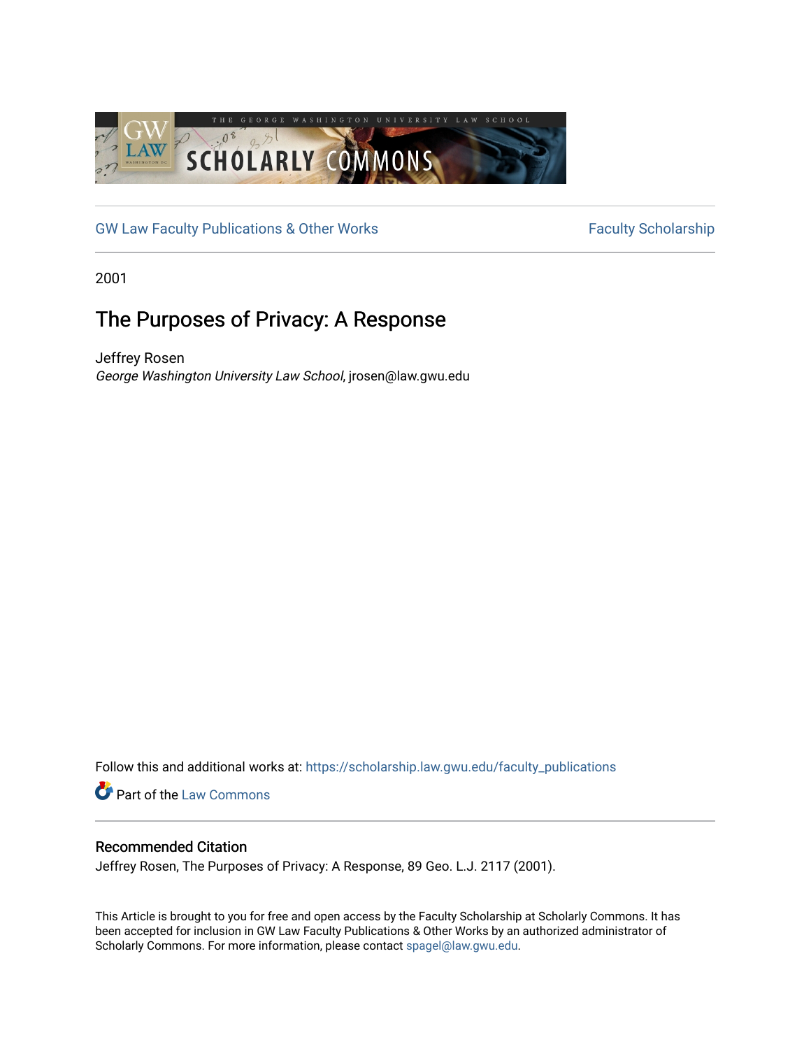GW Law Faculty Publications & Other Works

Faculty Scholarship

2001

# The Purposes of Privacy: A Response

Jeffrey Rosen
*George Washington University Law School*, jrosen@law.gwu.edu

Follow this and additional works at: https://scholarship.law.gwu.edu/faculty_publications

Part of the Law Commons

## Recommended Citation

Jeffrey Rosen, The Purposes of Privacy: A Response, 89 Geo. L.J. 2117 (2001).

This Article is brought to you for free and open access by the Faculty Scholarship at Scholarly Commons. It has been accepted for inclusion in GW Law Faculty Publications & Other Works by an authorized administrator of Scholarly Commons. For more information, please contact spagel@law.gwu.edu.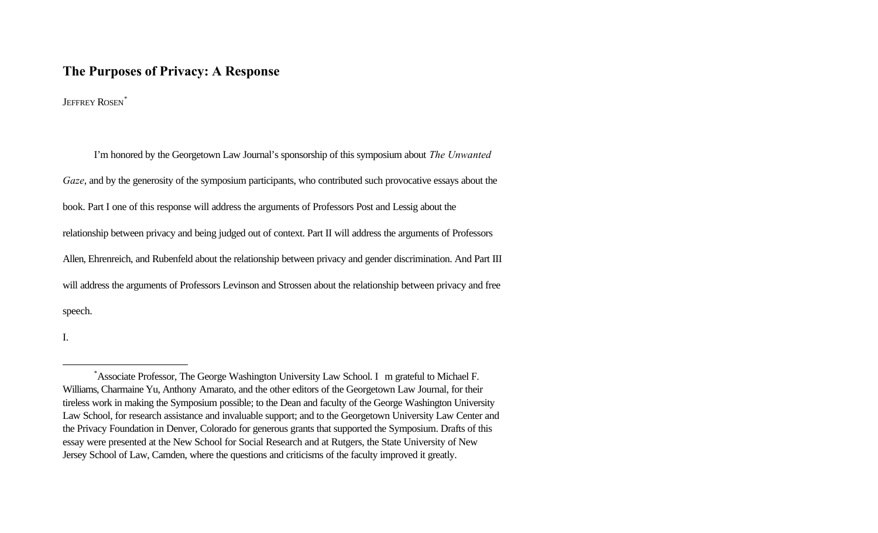# The Purposes of Privacy: A Response

JEFFREY ROSEN[*]

I'm honored by the Georgetown Law Journal's sponsorship of this symposium about *The Unwanted Gaze*, and by the generosity of the symposium participants, who contributed such provocative essays about the book. Part I one of this response will address the arguments of Professors Post and Lessig about the relationship between privacy and being judged out of context. Part II will address the arguments of Professors Allen, Ehrenreich, and Rubenfeld about the relationship between privacy and gender discrimination. And Part III will address the arguments of Professors Levinson and Strossen about the relationship between privacy and free speech.

I.

---

[*] Associate Professor, The George Washington University Law School. I m grateful to Michael F. Williams, Charmaine Yu, Anthony Amarato, and the other editors of the Georgetown Law Journal, for their tireless work in making the Symposium possible; to the Dean and faculty of the George Washington University Law School, for research assistance and invaluable support; and to the Georgetown University Law Center and the Privacy Foundation in Denver, Colorado for generous grants that supported the Symposium. Drafts of this essay were presented at the New School for Social Research and at Rutgers, the State University of New Jersey School of Law, Camden, where the questions and criticisms of the faculty improved it greatly.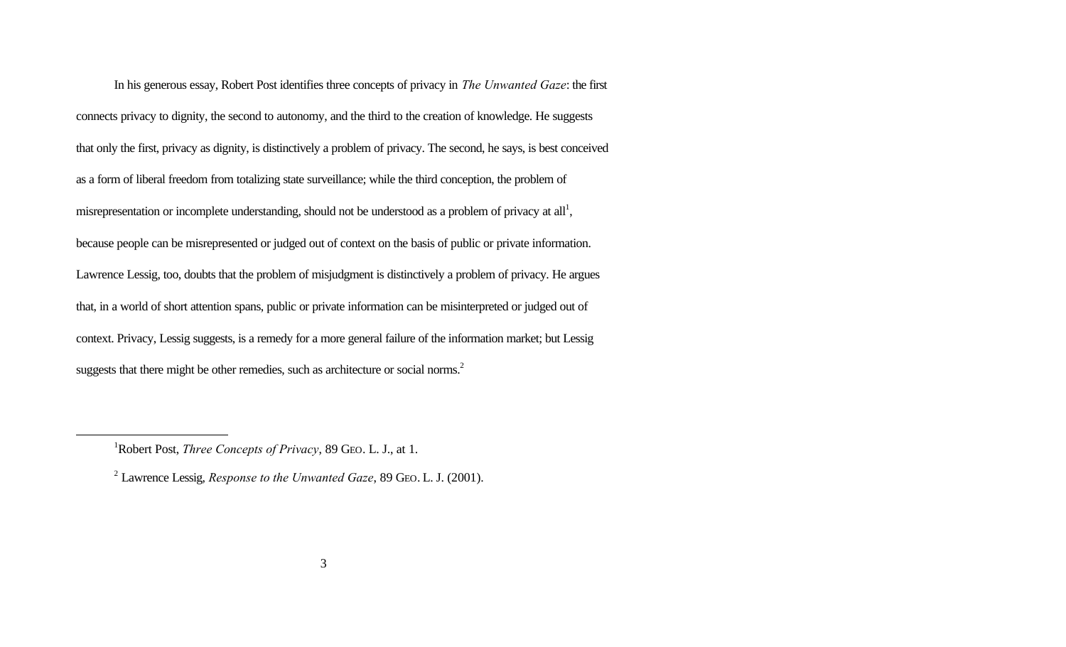In his generous essay, Robert Post identifies three concepts of privacy in *The Unwanted Gaze*: the first connects privacy to dignity, the second to autonomy, and the third to the creation of knowledge. He suggests that only the first, privacy as dignity, is distinctively a problem of privacy. The second, he says, is best conceived as a form of liberal freedom from totalizing state surveillance; while the third conception, the problem of misrepresentation or incomplete understanding, should not be understood as a problem of privacy at all[1], because people can be misrepresented or judged out of context on the basis of public or private information. Lawrence Lessig, too, doubts that the problem of misjudgment is distinctively a problem of privacy. He argues that, in a world of short attention spans, public or private information can be misinterpreted or judged out of context. Privacy, Lessig suggests, is a remedy for a more general failure of the information market; but Lessig suggests that there might be other remedies, such as architecture or social norms.[2]

---

[1] Robert Post, *Three Concepts of Privacy*, 89 GEO. L. J., at 1.

[2] Lawrence Lessig, *Response to the Unwanted Gaze*, 89 GEO. L. J. (2001).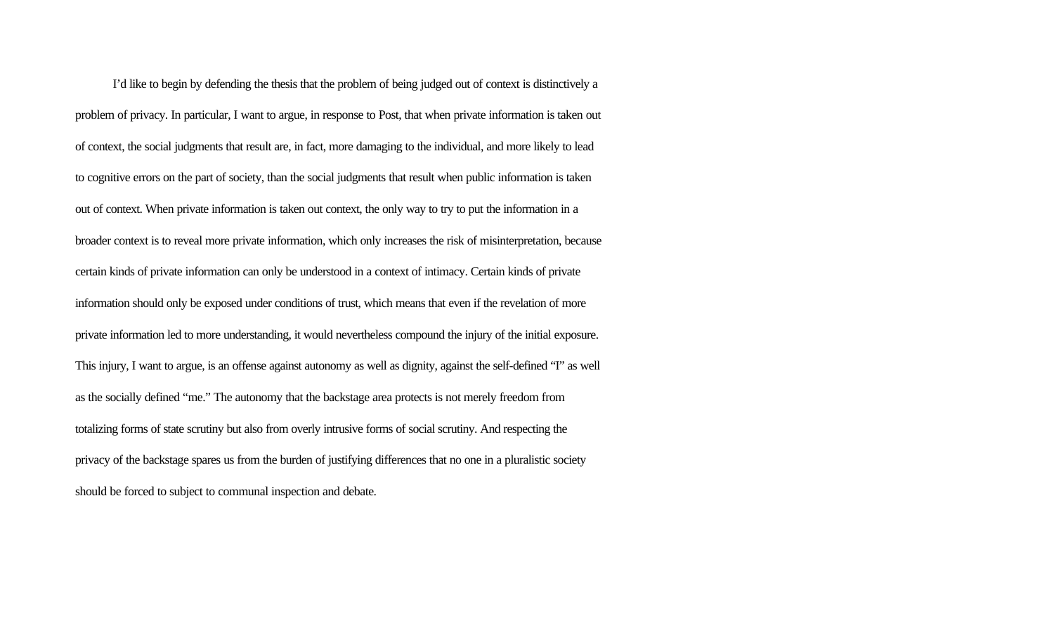I'd like to begin by defending the thesis that the problem of being judged out of context is distinctively a problem of privacy. In particular, I want to argue, in response to Post, that when private information is taken out of context, the social judgments that result are, in fact, more damaging to the individual, and more likely to lead to cognitive errors on the part of society, than the social judgments that result when public information is taken out of context. When private information is taken out context, the only way to try to put the information in a broader context is to reveal more private information, which only increases the risk of misinterpretation, because certain kinds of private information can only be understood in a context of intimacy. Certain kinds of private information should only be exposed under conditions of trust, which means that even if the revelation of more private information led to more understanding, it would nevertheless compound the injury of the initial exposure. This injury, I want to argue, is an offense against autonomy as well as dignity, against the self-defined "I" as well as the socially defined "me." The autonomy that the backstage area protects is not merely freedom from totalizing forms of state scrutiny but also from overly intrusive forms of social scrutiny. And respecting the privacy of the backstage spares us from the burden of justifying differences that no one in a pluralistic society should be forced to subject to communal inspection and debate.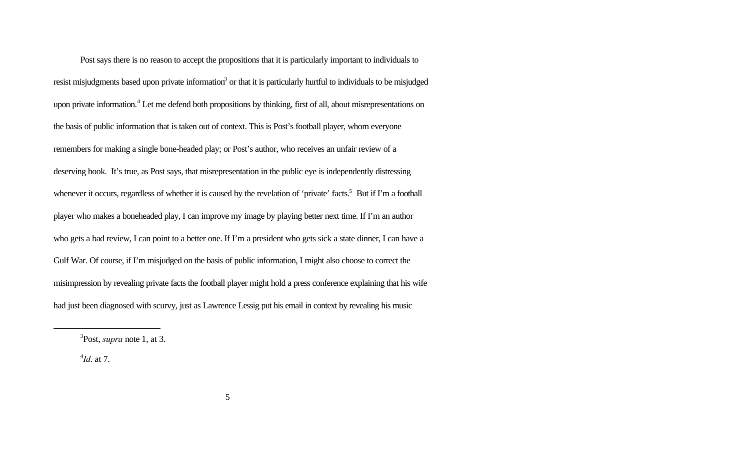Post says there is no reason to accept the propositions that it is particularly important to individuals to resist misjudgments based upon private information[3] or that it is particularly hurtful to individuals to be misjudged upon private information.[4] Let me defend both propositions by thinking, first of all, about misrepresentations on the basis of public information that is taken out of context. This is Post's football player, whom everyone remembers for making a single bone-headed play; or Post's author, who receives an unfair review of a deserving book. It's true, as Post says, that misrepresentation in the public eye is independently distressing whenever it occurs, regardless of whether it is caused by the revelation of 'private' facts.[5] But if I'm a football player who makes a boneheaded play, I can improve my image by playing better next time. If I'm an author who gets a bad review, I can point to a better one. If I'm a president who gets sick a state dinner, I can have a Gulf War. Of course, if I'm misjudged on the basis of public information, I might also choose to correct the misimpression by revealing private facts the football player might hold a press conference explaining that his wife had just been diagnosed with scurvy, just as Lawrence Lessig put his email in context by revealing his music

---

[3] Post, *supra* note 1, at 3.

[4] *Id*. at 7.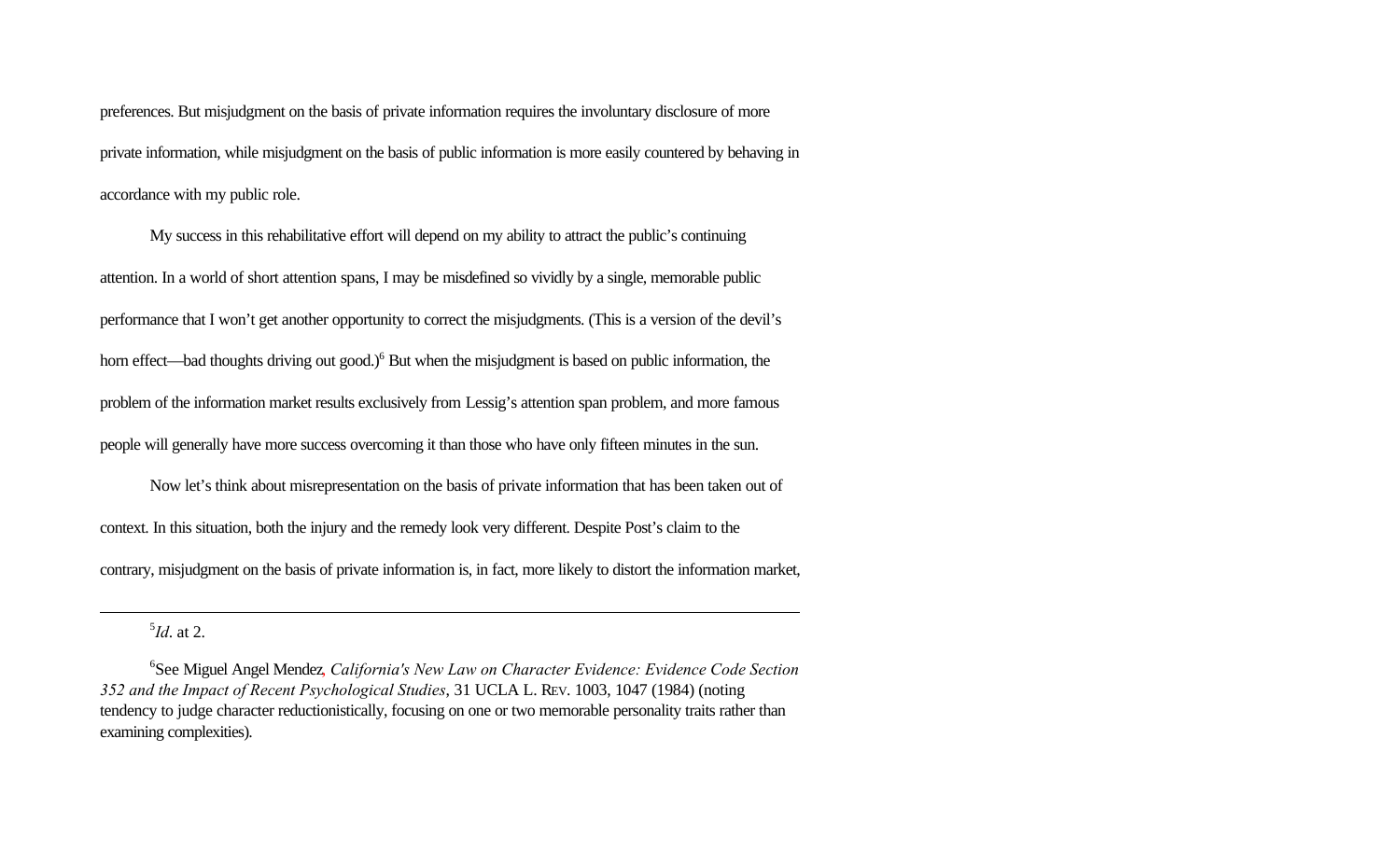preferences. But misjudgment on the basis of private information requires the involuntary disclosure of more private information, while misjudgment on the basis of public information is more easily countered by behaving in accordance with my public role.

My success in this rehabilitative effort will depend on my ability to attract the public's continuing attention. In a world of short attention spans, I may be misdefined so vividly by a single, memorable public performance that I won't get another opportunity to correct the misjudgments. (This is a version of the devil's horn effect—bad thoughts driving out good.)[6] But when the misjudgment is based on public information, the problem of the information market results exclusively from Lessig's attention span problem, and more famous people will generally have more success overcoming it than those who have only fifteen minutes in the sun.

Now let's think about misrepresentation on the basis of private information that has been taken out of context. In this situation, both the injury and the remedy look very different. Despite Post's claim to the contrary, misjudgment on the basis of private information is, in fact, more likely to distort the information market,

---

[5] *Id*. at 2.

[6] See Miguel Angel Mendez, *California's New Law on Character Evidence: Evidence Code Section 352 and the Impact of Recent Psychological Studies*, 31 UCLA L. REV. 1003, 1047 (1984) (noting tendency to judge character reductionistically, focusing on one or two memorable personality traits rather than examining complexities).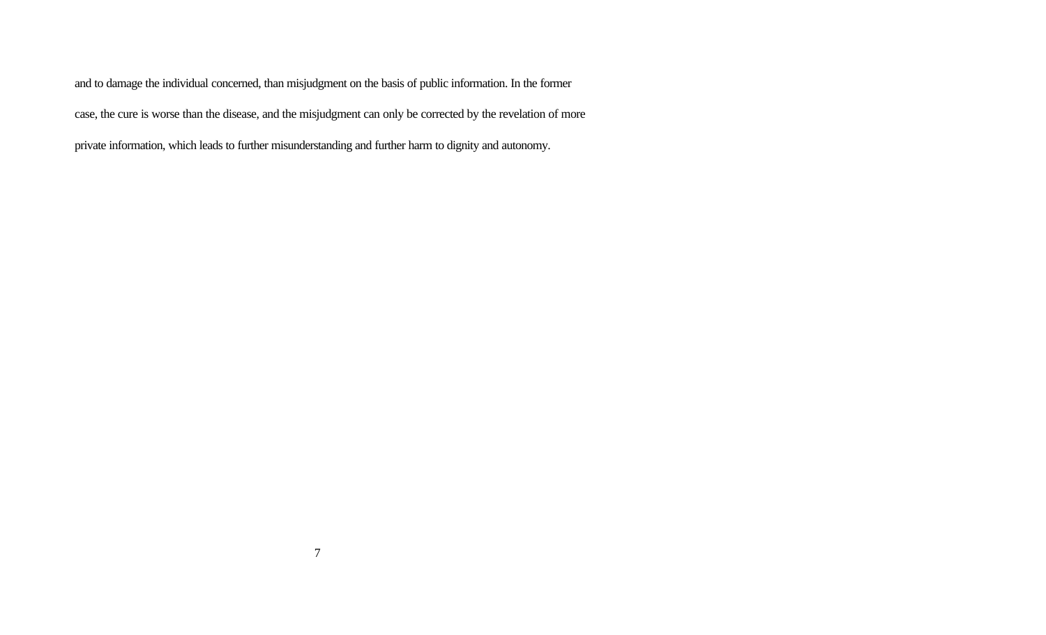and to damage the individual concerned, than misjudgment on the basis of public information. In the former case, the cure is worse than the disease, and the misjudgment can only be corrected by the revelation of more private information, which leads to further misunderstanding and further harm to dignity and autonomy.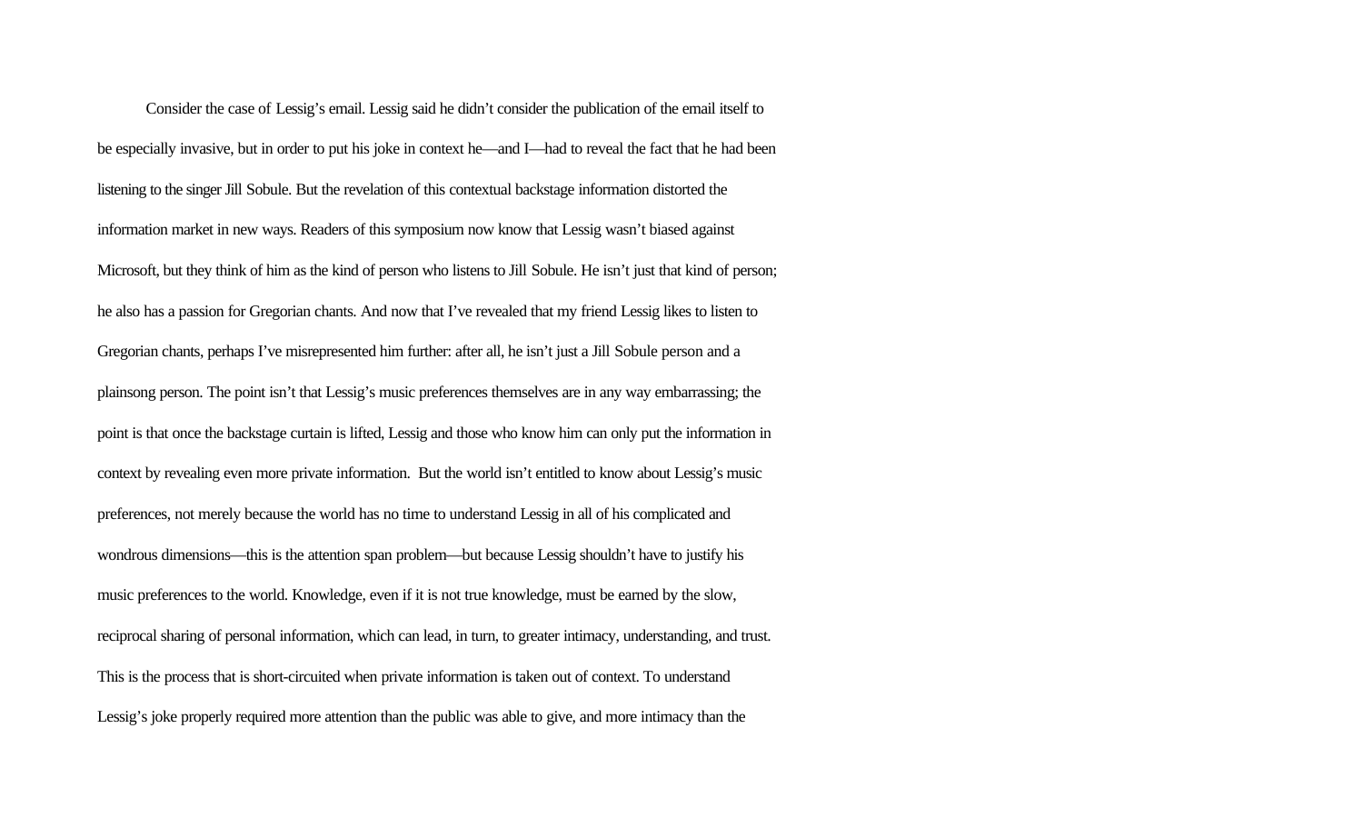Consider the case of Lessig's email. Lessig said he didn't consider the publication of the email itself to be especially invasive, but in order to put his joke in context he—and I—had to reveal the fact that he had been listening to the singer Jill Sobule. But the revelation of this contextual backstage information distorted the information market in new ways. Readers of this symposium now know that Lessig wasn't biased against Microsoft, but they think of him as the kind of person who listens to Jill Sobule. He isn't just that kind of person; he also has a passion for Gregorian chants. And now that I've revealed that my friend Lessig likes to listen to Gregorian chants, perhaps I've misrepresented him further: after all, he isn't just a Jill Sobule person and a plainsong person. The point isn't that Lessig's music preferences themselves are in any way embarrassing; the point is that once the backstage curtain is lifted, Lessig and those who know him can only put the information in context by revealing even more private information. But the world isn't entitled to know about Lessig's music preferences, not merely because the world has no time to understand Lessig in all of his complicated and wondrous dimensions—this is the attention span problem—but because Lessig shouldn't have to justify his music preferences to the world. Knowledge, even if it is not true knowledge, must be earned by the slow, reciprocal sharing of personal information, which can lead, in turn, to greater intimacy, understanding, and trust. This is the process that is short-circuited when private information is taken out of context. To understand Lessig's joke properly required more attention than the public was able to give, and more intimacy than the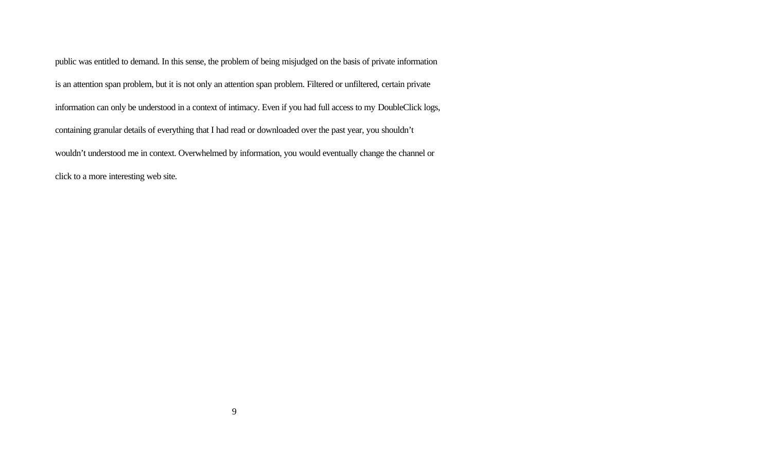public was entitled to demand. In this sense, the problem of being misjudged on the basis of private information is an attention span problem, but it is not only an attention span problem. Filtered or unfiltered, certain private information can only be understood in a context of intimacy. Even if you had full access to my DoubleClick logs, containing granular details of everything that I had read or downloaded over the past year, you shouldn't wouldn't understood me in context. Overwhelmed by information, you would eventually change the channel or click to a more interesting web site.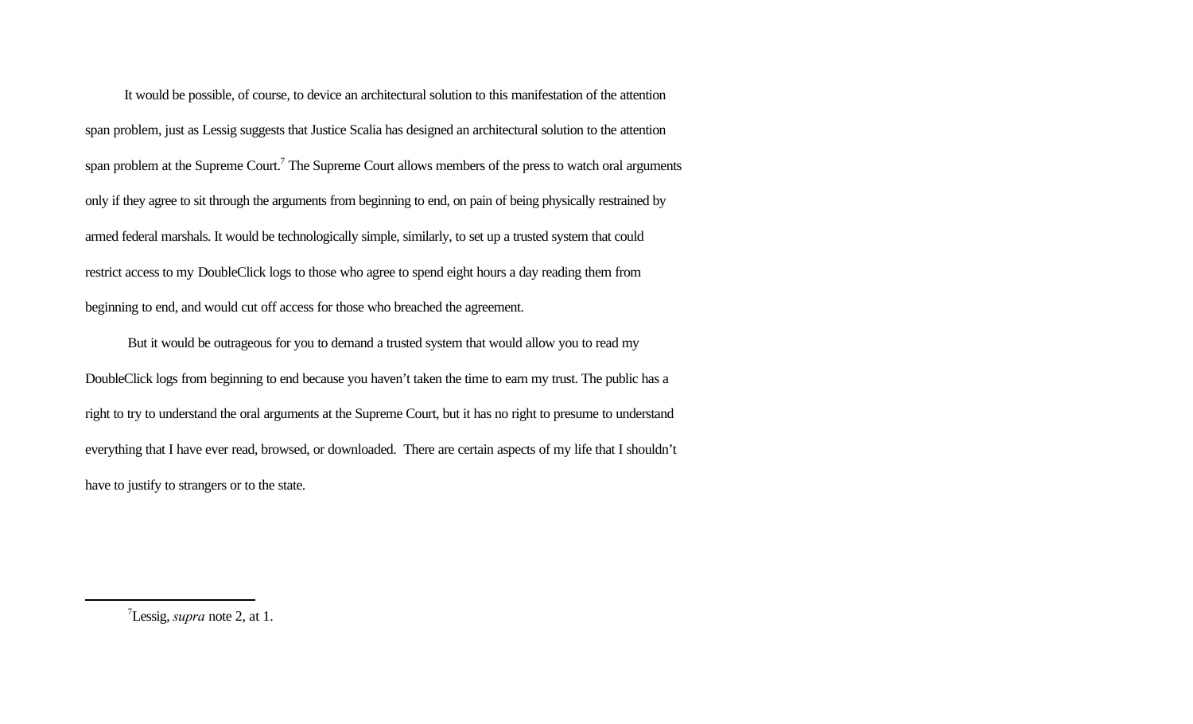It would be possible, of course, to device an architectural solution to this manifestation of the attention span problem, just as Lessig suggests that Justice Scalia has designed an architectural solution to the attention span problem at the Supreme Court.[7] The Supreme Court allows members of the press to watch oral arguments only if they agree to sit through the arguments from beginning to end, on pain of being physically restrained by armed federal marshals. It would be technologically simple, similarly, to set up a trusted system that could restrict access to my DoubleClick logs to those who agree to spend eight hours a day reading them from beginning to end, and would cut off access for those who breached the agreement.

But it would be outrageous for you to demand a trusted system that would allow you to read my DoubleClick logs from beginning to end because you haven't taken the time to earn my trust. The public has a right to try to understand the oral arguments at the Supreme Court, but it has no right to presume to understand everything that I have ever read, browsed, or downloaded. There are certain aspects of my life that I shouldn't have to justify to strangers or to the state.

---

[7] Lessig, *supra* note 2, at 1.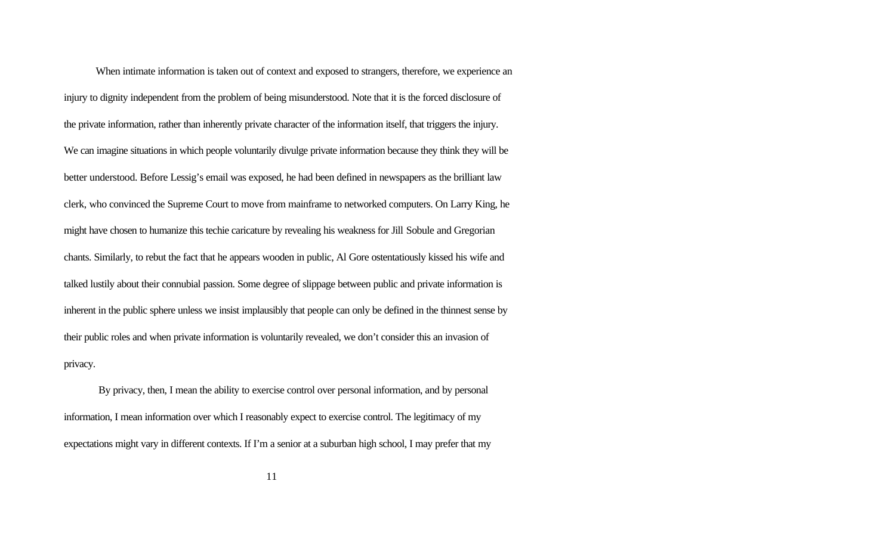When intimate information is taken out of context and exposed to strangers, therefore, we experience an injury to dignity independent from the problem of being misunderstood. Note that it is the forced disclosure of the private information, rather than inherently private character of the information itself, that triggers the injury. We can imagine situations in which people voluntarily divulge private information because they think they will be better understood. Before Lessig's email was exposed, he had been defined in newspapers as the brilliant law clerk, who convinced the Supreme Court to move from mainframe to networked computers. On Larry King, he might have chosen to humanize this techie caricature by revealing his weakness for Jill Sobule and Gregorian chants. Similarly, to rebut the fact that he appears wooden in public, Al Gore ostentatiously kissed his wife and talked lustily about their connubial passion. Some degree of slippage between public and private information is inherent in the public sphere unless we insist implausibly that people can only be defined in the thinnest sense by their public roles and when private information is voluntarily revealed, we don't consider this an invasion of privacy.

By privacy, then, I mean the ability to exercise control over personal information, and by personal information, I mean information over which I reasonably expect to exercise control. The legitimacy of my expectations might vary in different contexts. If I'm a senior at a suburban high school, I may prefer that my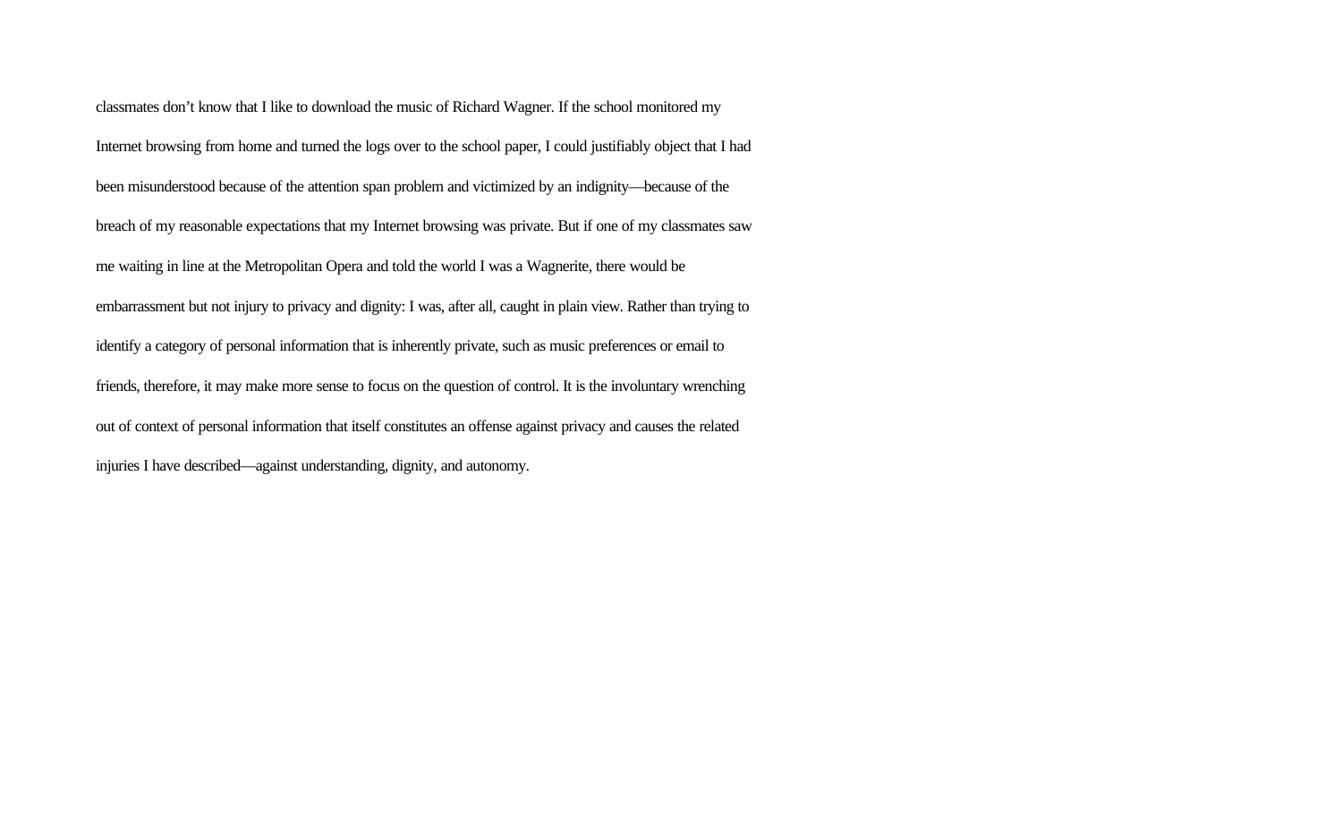classmates don't know that I like to download the music of Richard Wagner. If the school monitored my Internet browsing from home and turned the logs over to the school paper, I could justifiably object that I had been misunderstood because of the attention span problem and victimized by an indignity—because of the breach of my reasonable expectations that my Internet browsing was private. But if one of my classmates saw me waiting in line at the Metropolitan Opera and told the world I was a Wagnerite, there would be embarrassment but not injury to privacy and dignity: I was, after all, caught in plain view. Rather than trying to identify a category of personal information that is inherently private, such as music preferences or email to friends, therefore, it may make more sense to focus on the question of control. It is the involuntary wrenching out of context of personal information that itself constitutes an offense against privacy and causes the related injuries I have described—against understanding, dignity, and autonomy.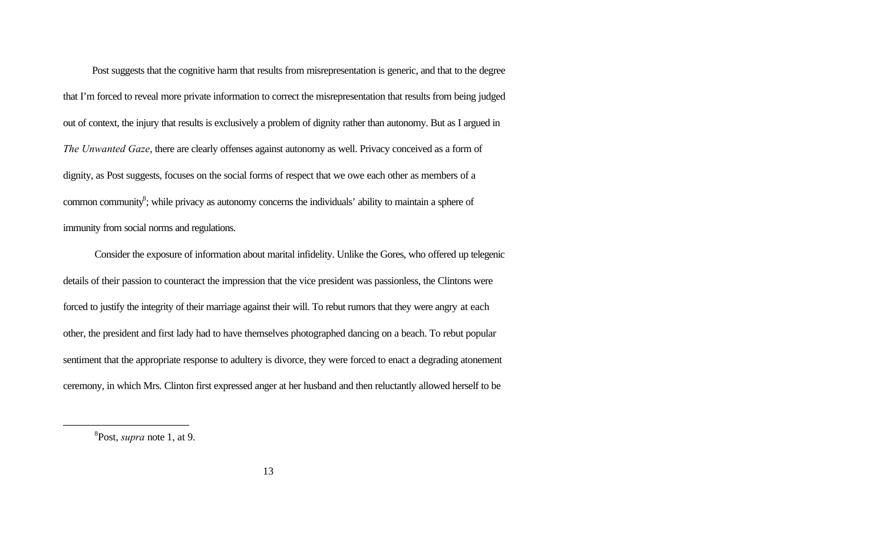Post suggests that the cognitive harm that results from misrepresentation is generic, and that to the degree that I'm forced to reveal more private information to correct the misrepresentation that results from being judged out of context, the injury that results is exclusively a problem of dignity rather than autonomy. But as I argued in *The Unwanted Gaze*, there are clearly offenses against autonomy as well. Privacy conceived as a form of dignity, as Post suggests, focuses on the social forms of respect that we owe each other as members of a common community[8]; while privacy as autonomy concerns the individuals' ability to maintain a sphere of immunity from social norms and regulations.

Consider the exposure of information about marital infidelity. Unlike the Gores, who offered up telegenic details of their passion to counteract the impression that the vice president was passionless, the Clintons were forced to justify the integrity of their marriage against their will. To rebut rumors that they were angry at each other, the president and first lady had to have themselves photographed dancing on a beach. To rebut popular sentiment that the appropriate response to adultery is divorce, they were forced to enact a degrading atonement ceremony, in which Mrs. Clinton first expressed anger at her husband and then reluctantly allowed herself to be

---

[8] Post, *supra* note 1, at 9.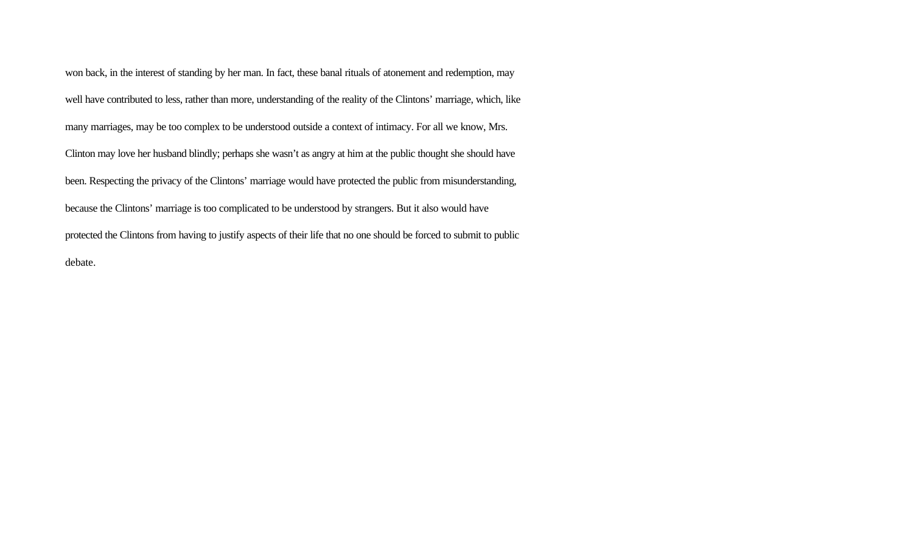won back, in the interest of standing by her man. In fact, these banal rituals of atonement and redemption, may well have contributed to less, rather than more, understanding of the reality of the Clintons' marriage, which, like many marriages, may be too complex to be understood outside a context of intimacy. For all we know, Mrs. Clinton may love her husband blindly; perhaps she wasn't as angry at him at the public thought she should have been. Respecting the privacy of the Clintons' marriage would have protected the public from misunderstanding, because the Clintons' marriage is too complicated to be understood by strangers. But it also would have protected the Clintons from having to justify aspects of their life that no one should be forced to submit to public debate.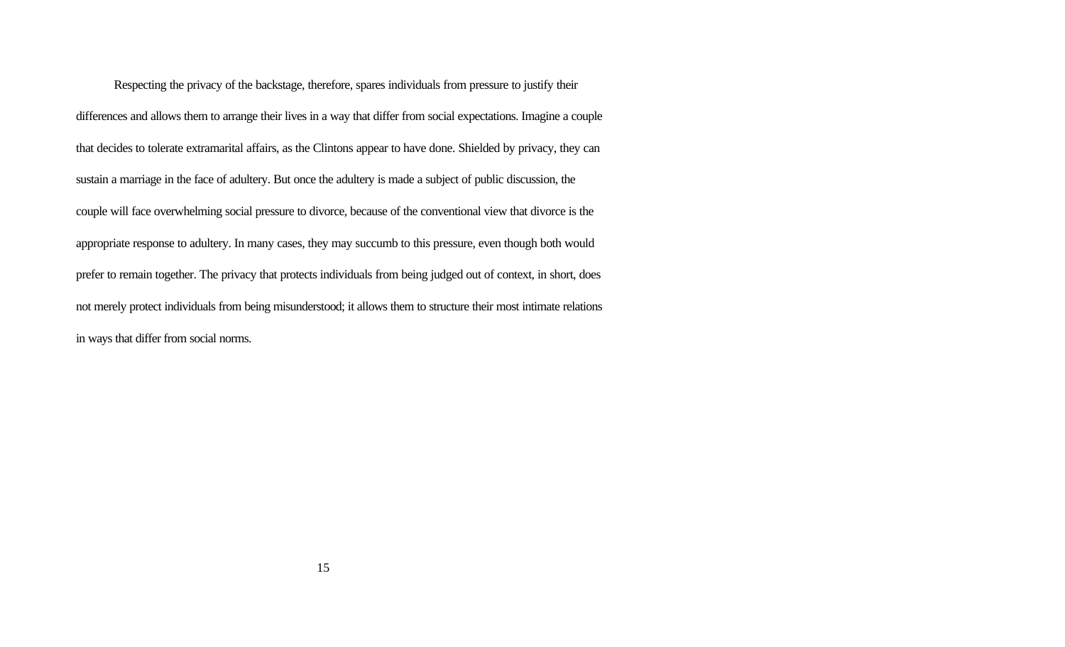Respecting the privacy of the backstage, therefore, spares individuals from pressure to justify their differences and allows them to arrange their lives in a way that differ from social expectations. Imagine a couple that decides to tolerate extramarital affairs, as the Clintons appear to have done. Shielded by privacy, they can sustain a marriage in the face of adultery. But once the adultery is made a subject of public discussion, the couple will face overwhelming social pressure to divorce, because of the conventional view that divorce is the appropriate response to adultery. In many cases, they may succumb to this pressure, even though both would prefer to remain together. The privacy that protects individuals from being judged out of context, in short, does not merely protect individuals from being misunderstood; it allows them to structure their most intimate relations in ways that differ from social norms.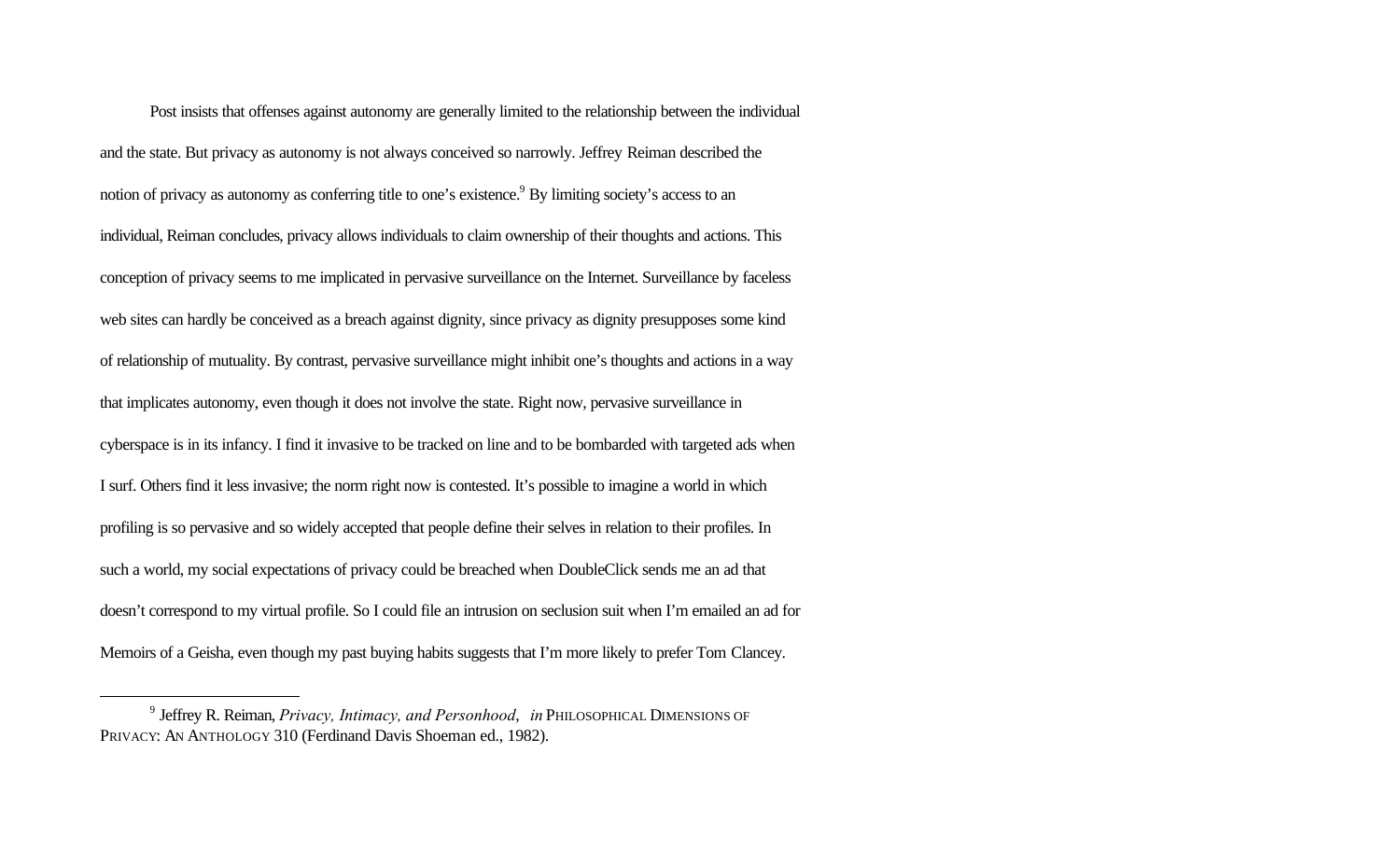Post insists that offenses against autonomy are generally limited to the relationship between the individual and the state. But privacy as autonomy is not always conceived so narrowly. Jeffrey Reiman described the notion of privacy as autonomy as conferring title to one's existence.[9] By limiting society's access to an individual, Reiman concludes, privacy allows individuals to claim ownership of their thoughts and actions. This conception of privacy seems to me implicated in pervasive surveillance on the Internet. Surveillance by faceless web sites can hardly be conceived as a breach against dignity, since privacy as dignity presupposes some kind of relationship of mutuality. By contrast, pervasive surveillance might inhibit one's thoughts and actions in a way that implicates autonomy, even though it does not involve the state. Right now, pervasive surveillance in cyberspace is in its infancy. I find it invasive to be tracked on line and to be bombarded with targeted ads when I surf. Others find it less invasive; the norm right now is contested. It's possible to imagine a world in which profiling is so pervasive and so widely accepted that people define their selves in relation to their profiles. In such a world, my social expectations of privacy could be breached when DoubleClick sends me an ad that doesn't correspond to my virtual profile. So I could file an intrusion on seclusion suit when I'm emailed an ad for Memoirs of a Geisha, even though my past buying habits suggests that I'm more likely to prefer Tom Clancey.

---

[9] Jeffrey R. Reiman, *Privacy, Intimacy, and Personhood*, *in* PHILOSOPHICAL DIMENSIONS OF PRIVACY: AN ANTHOLOGY 310 (Ferdinand Davis Shoeman ed., 1982).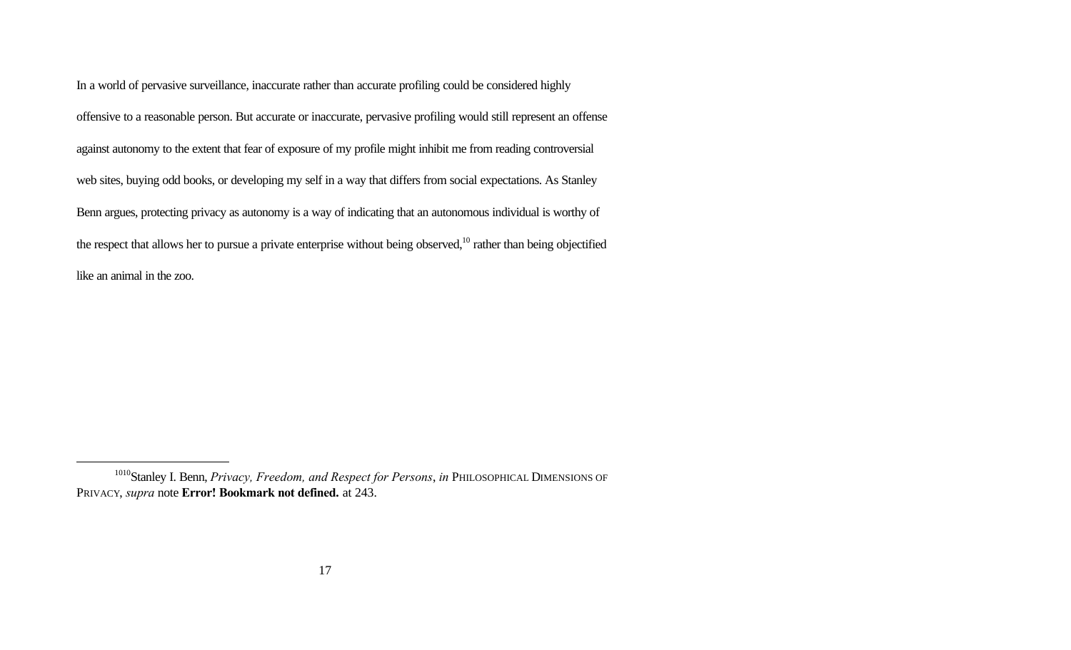In a world of pervasive surveillance, inaccurate rather than accurate profiling could be considered highly offensive to a reasonable person. But accurate or inaccurate, pervasive profiling would still represent an offense against autonomy to the extent that fear of exposure of my profile might inhibit me from reading controversial web sites, buying odd books, or developing my self in a way that differs from social expectations. As Stanley Benn argues, protecting privacy as autonomy is a way of indicating that an autonomous individual is worthy of the respect that allows her to pursue a private enterprise without being observed,[10] rather than being objectified like an animal in the zoo.

---

[1010]Stanley I. Benn, *Privacy, Freedom, and Respect for Persons*, *in* PHILOSOPHICAL DIMENSIONS OF PRIVACY, *supra* note **Error! Bookmark not defined.** at 243.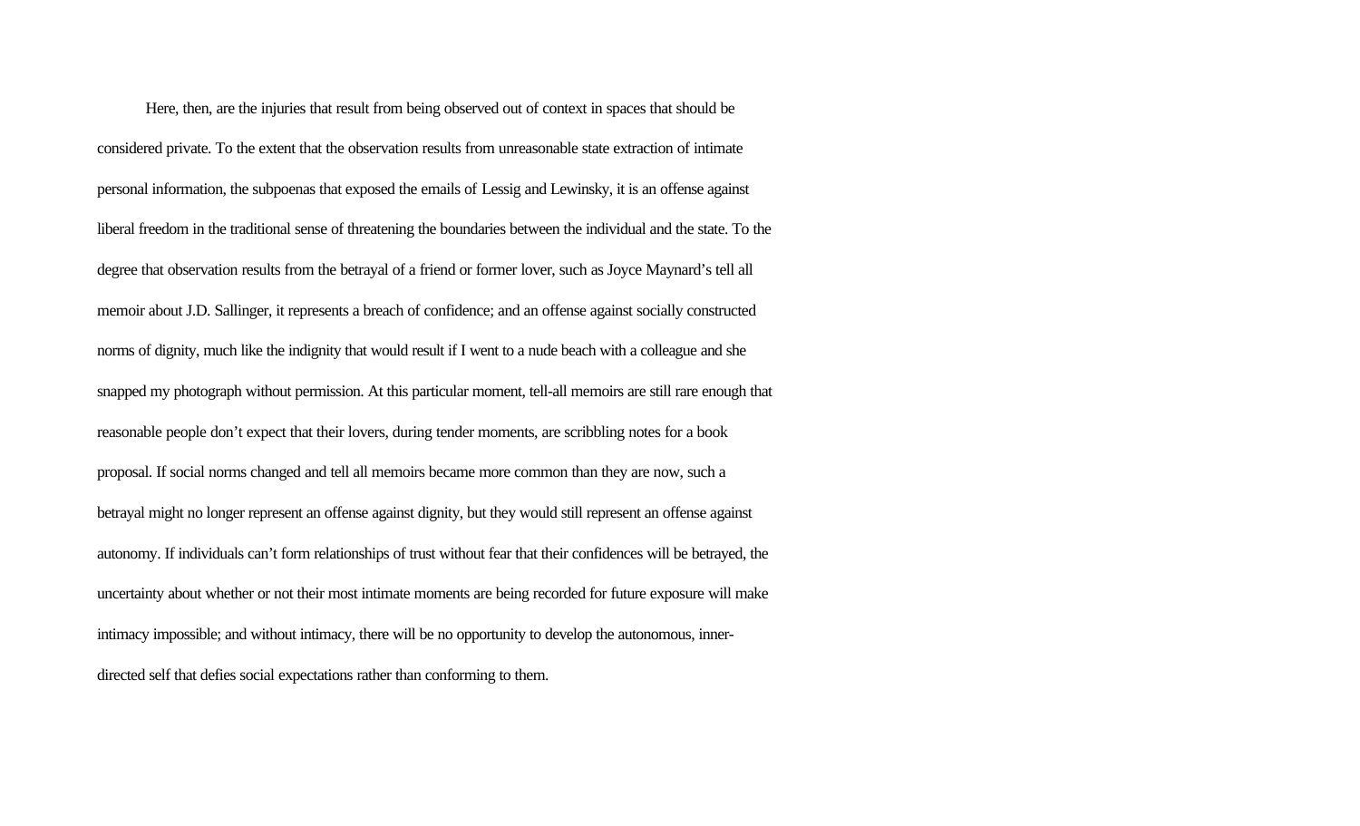Here, then, are the injuries that result from being observed out of context in spaces that should be considered private. To the extent that the observation results from unreasonable state extraction of intimate personal information, the subpoenas that exposed the emails of Lessig and Lewinsky, it is an offense against liberal freedom in the traditional sense of threatening the boundaries between the individual and the state. To the degree that observation results from the betrayal of a friend or former lover, such as Joyce Maynard's tell all memoir about J.D. Sallinger, it represents a breach of confidence; and an offense against socially constructed norms of dignity, much like the indignity that would result if I went to a nude beach with a colleague and she snapped my photograph without permission. At this particular moment, tell-all memoirs are still rare enough that reasonable people don't expect that their lovers, during tender moments, are scribbling notes for a book proposal. If social norms changed and tell all memoirs became more common than they are now, such a betrayal might no longer represent an offense against dignity, but they would still represent an offense against autonomy. If individuals can't form relationships of trust without fear that their confidences will be betrayed, the uncertainty about whether or not their most intimate moments are being recorded for future exposure will make intimacy impossible; and without intimacy, there will be no opportunity to develop the autonomous, inner-directed self that defies social expectations rather than conforming to them.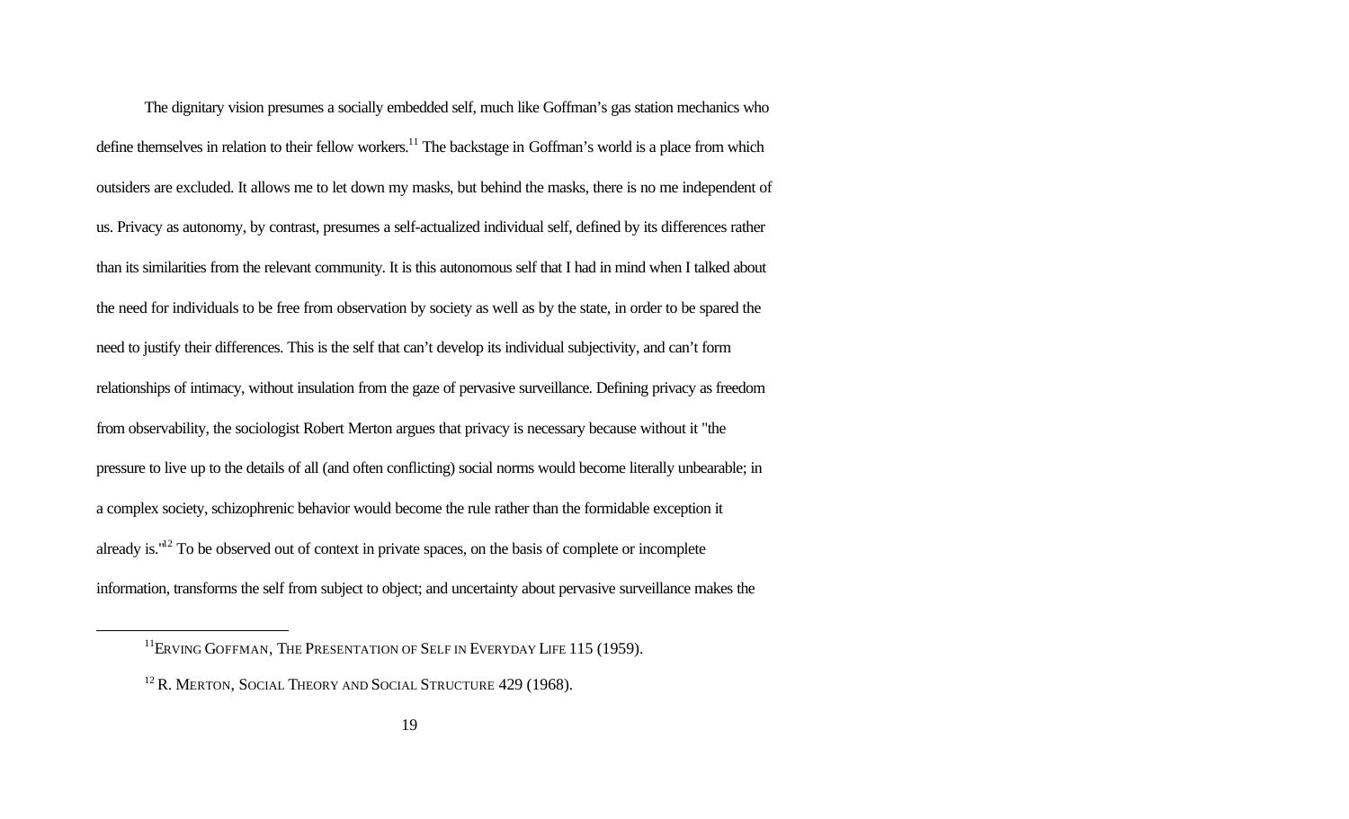The dignitary vision presumes a socially embedded self, much like Goffman's gas station mechanics who define themselves in relation to their fellow workers.[11] The backstage in Goffman's world is a place from which outsiders are excluded. It allows me to let down my masks, but behind the masks, there is no me independent of us. Privacy as autonomy, by contrast, presumes a self-actualized individual self, defined by its differences rather than its similarities from the relevant community. It is this autonomous self that I had in mind when I talked about the need for individuals to be free from observation by society as well as by the state, in order to be spared the need to justify their differences. This is the self that can't develop its individual subjectivity, and can't form relationships of intimacy, without insulation from the gaze of pervasive surveillance. Defining privacy as freedom from observability, the sociologist Robert Merton argues that privacy is necessary because without it "the pressure to live up to the details of all (and often conflicting) social norms would become literally unbearable; in a complex society, schizophrenic behavior would become the rule rather than the formidable exception it already is."[12] To be observed out of context in private spaces, on the basis of complete or incomplete information, transforms the self from subject to object; and uncertainty about pervasive surveillance makes the

---

[11] ERVING GOFFMAN, THE PRESENTATION OF SELF IN EVERYDAY LIFE 115 (1959).

[12] R. MERTON, SOCIAL THEORY AND SOCIAL STRUCTURE 429 (1968).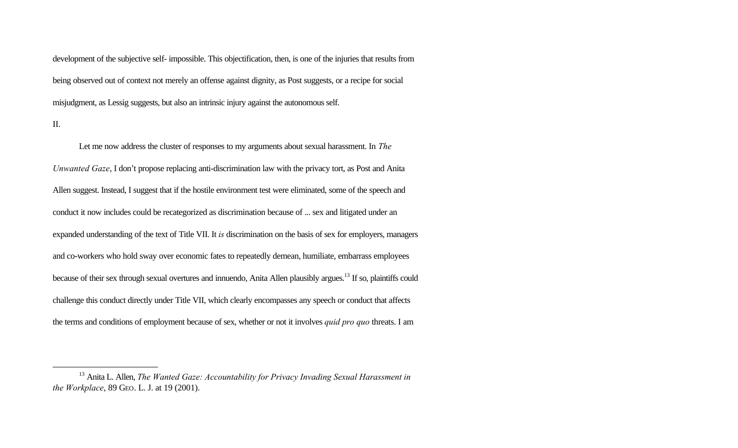development of the subjective self- impossible. This objectification, then, is one of the injuries that results from being observed out of context not merely an offense against dignity, as Post suggests, or a recipe for social misjudgment, as Lessig suggests, but also an intrinsic injury against the autonomous self.

II.

Let me now address the cluster of responses to my arguments about sexual harassment. In *The Unwanted Gaze*, I don't propose replacing anti-discrimination law with the privacy tort, as Post and Anita Allen suggest. Instead, I suggest that if the hostile environment test were eliminated, some of the speech and conduct it now includes could be recategorized as discrimination because of ... sex and litigated under an expanded understanding of the text of Title VII. It *is* discrimination on the basis of sex for employers, managers and co-workers who hold sway over economic fates to repeatedly demean, humiliate, embarrass employees because of their sex through sexual overtures and innuendo, Anita Allen plausibly argues.[13] If so, plaintiffs could challenge this conduct directly under Title VII, which clearly encompasses any speech or conduct that affects the terms and conditions of employment because of sex, whether or not it involves *quid pro quo* threats. I am

---

[13] Anita L. Allen, *The Wanted Gaze: Accountability for Privacy Invading Sexual Harassment in the Workplace*, 89 GEO. L. J. at 19 (2001).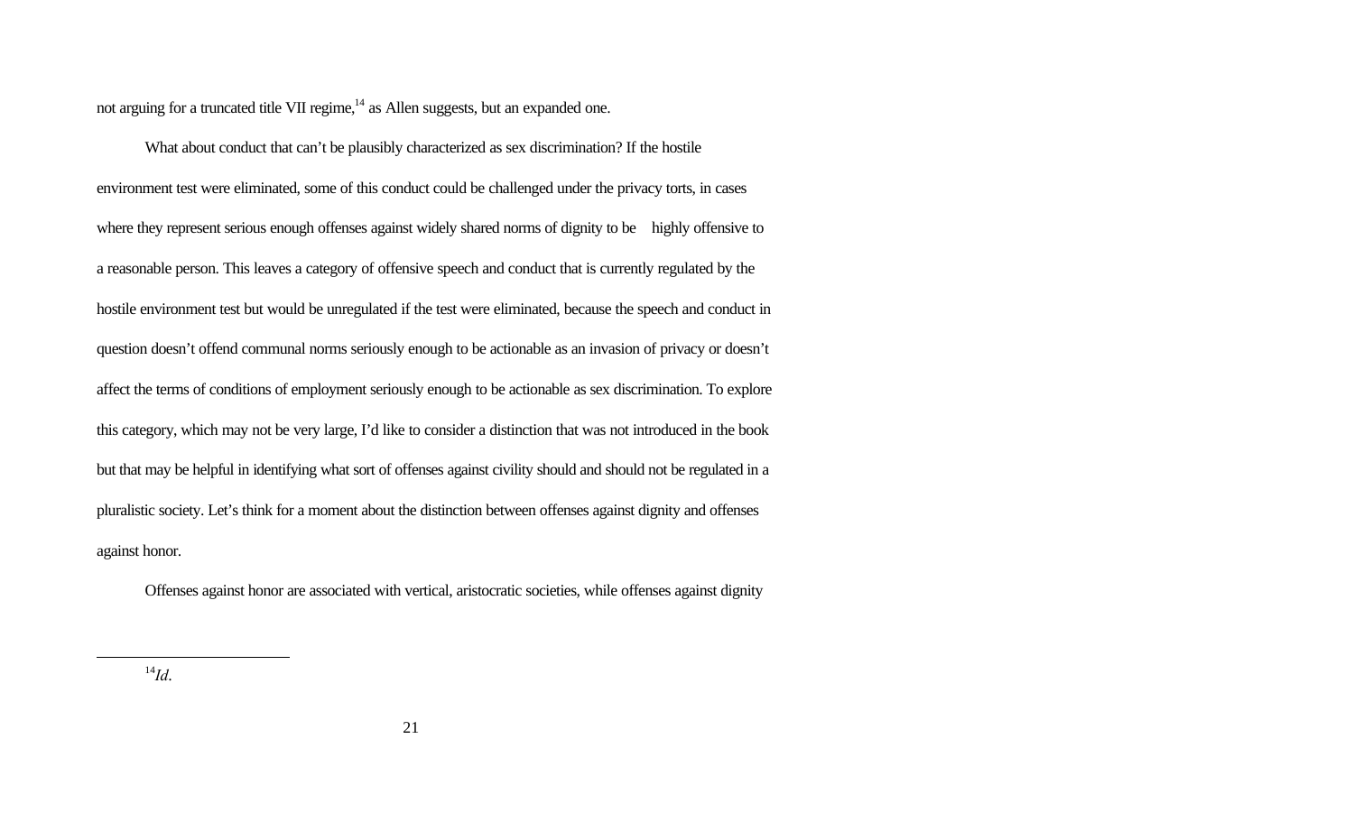not arguing for a truncated title VII regime,[14] as Allen suggests, but an expanded one.

What about conduct that can't be plausibly characterized as sex discrimination? If the hostile environment test were eliminated, some of this conduct could be challenged under the privacy torts, in cases where they represent serious enough offenses against widely shared norms of dignity to be highly offensive to a reasonable person. This leaves a category of offensive speech and conduct that is currently regulated by the hostile environment test but would be unregulated if the test were eliminated, because the speech and conduct in question doesn't offend communal norms seriously enough to be actionable as an invasion of privacy or doesn't affect the terms of conditions of employment seriously enough to be actionable as sex discrimination. To explore this category, which may not be very large, I'd like to consider a distinction that was not introduced in the book but that may be helpful in identifying what sort of offenses against civility should and should not be regulated in a pluralistic society. Let's think for a moment about the distinction between offenses against dignity and offenses against honor.

Offenses against honor are associated with vertical, aristocratic societies, while offenses against dignity

---

[14] *Id.*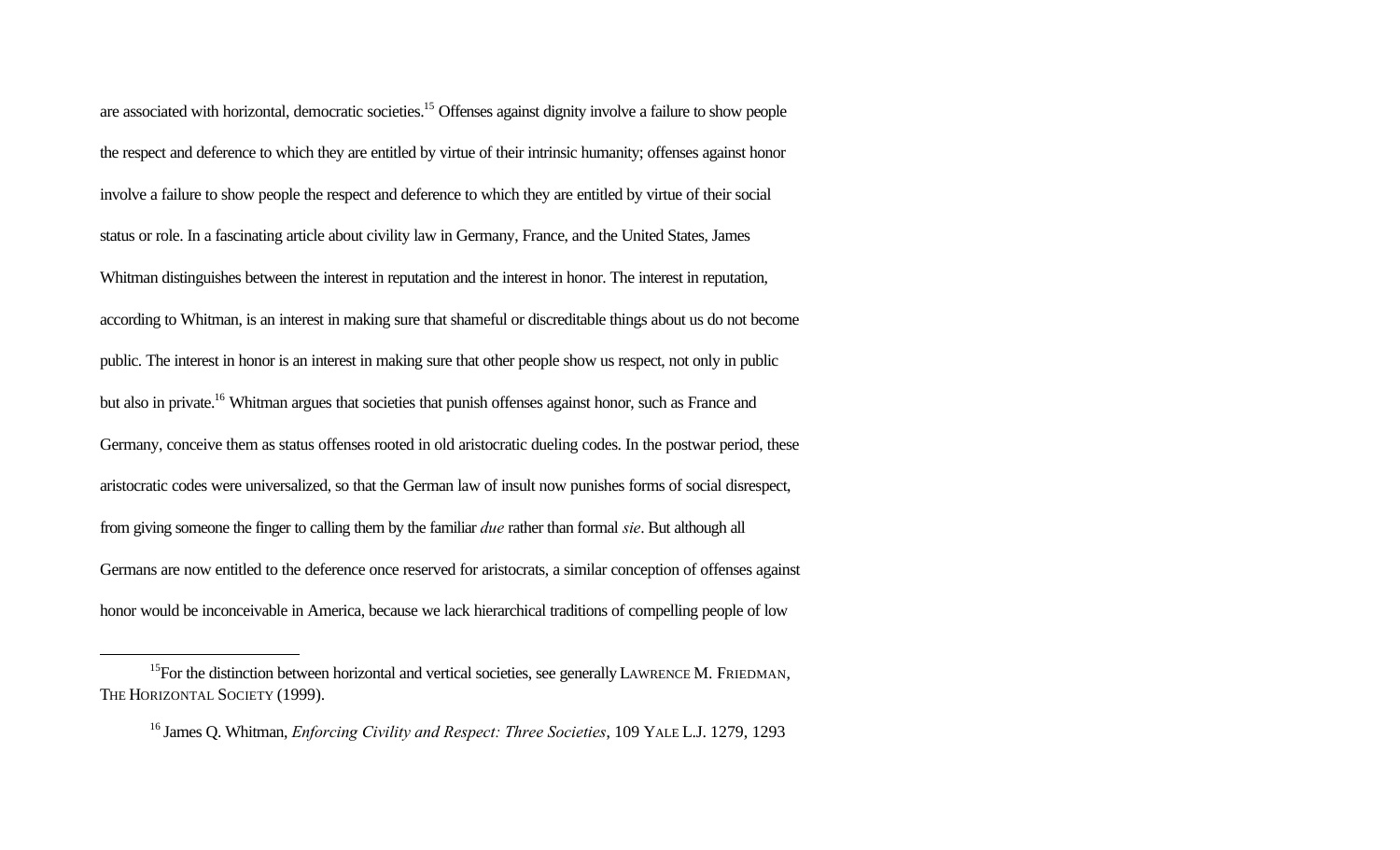are associated with horizontal, democratic societies.[15] Offenses against dignity involve a failure to show people the respect and deference to which they are entitled by virtue of their intrinsic humanity; offenses against honor involve a failure to show people the respect and deference to which they are entitled by virtue of their social status or role. In a fascinating article about civility law in Germany, France, and the United States, James Whitman distinguishes between the interest in reputation and the interest in honor. The interest in reputation, according to Whitman, is an interest in making sure that shameful or discreditable things about us do not become public. The interest in honor is an interest in making sure that other people show us respect, not only in public but also in private.[16] Whitman argues that societies that punish offenses against honor, such as France and Germany, conceive them as status offenses rooted in old aristocratic dueling codes. In the postwar period, these aristocratic codes were universalized, so that the German law of insult now punishes forms of social disrespect, from giving someone the finger to calling them by the familiar *due* rather than formal *sie*. But although all Germans are now entitled to the deference once reserved for aristocrats, a similar conception of offenses against honor would be inconceivable in America, because we lack hierarchical traditions of compelling people of low

---

[15] For the distinction between horizontal and vertical societies, see generally LAWRENCE M. FRIEDMAN, THE HORIZONTAL SOCIETY (1999).

[16] James Q. Whitman, *Enforcing Civility and Respect: Three Societies*, 109 YALE L.J. 1279, 1293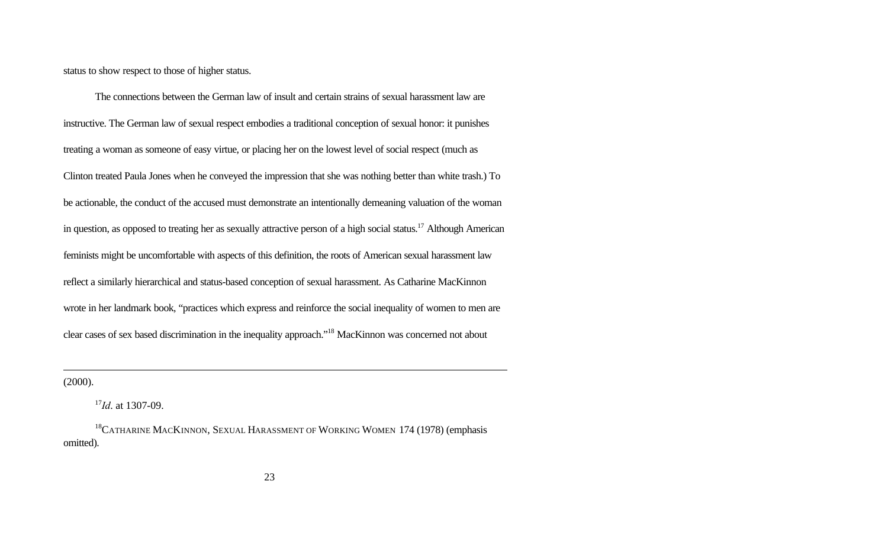status to show respect to those of higher status.

The connections between the German law of insult and certain strains of sexual harassment law are instructive. The German law of sexual respect embodies a traditional conception of sexual honor: it punishes treating a woman as someone of easy virtue, or placing her on the lowest level of social respect (much as Clinton treated Paula Jones when he conveyed the impression that she was nothing better than white trash.) To be actionable, the conduct of the accused must demonstrate an intentionally demeaning valuation of the woman in question, as opposed to treating her as sexually attractive person of a high social status.[17] Although American feminists might be uncomfortable with aspects of this definition, the roots of American sexual harassment law reflect a similarly hierarchical and status-based conception of sexual harassment. As Catharine MacKinnon wrote in her landmark book, "practices which express and reinforce the social inequality of women to men are clear cases of sex based discrimination in the inequality approach."[18] MacKinnon was concerned not about

---

(2000).

[17]*Id*. at 1307-09.

[18]CATHARINE MACKINNON, SEXUAL HARASSMENT OF WORKING WOMEN 174 (1978) (emphasis omitted).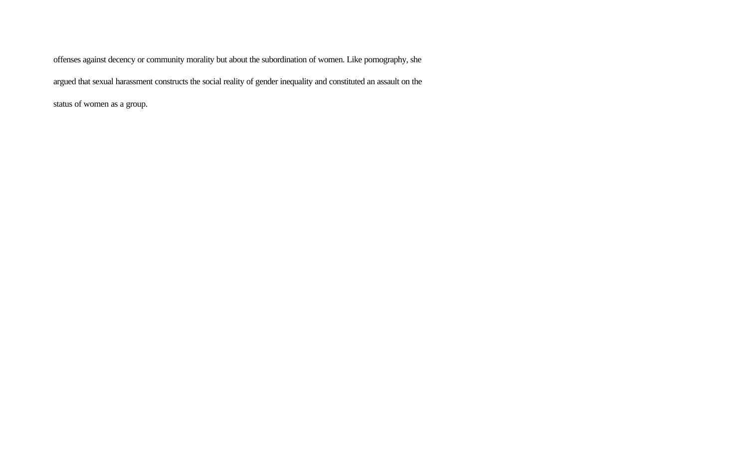offenses against decency or community morality but about the subordination of women. Like pornography, she argued that sexual harassment constructs the social reality of gender inequality and constituted an assault on the status of women as a group.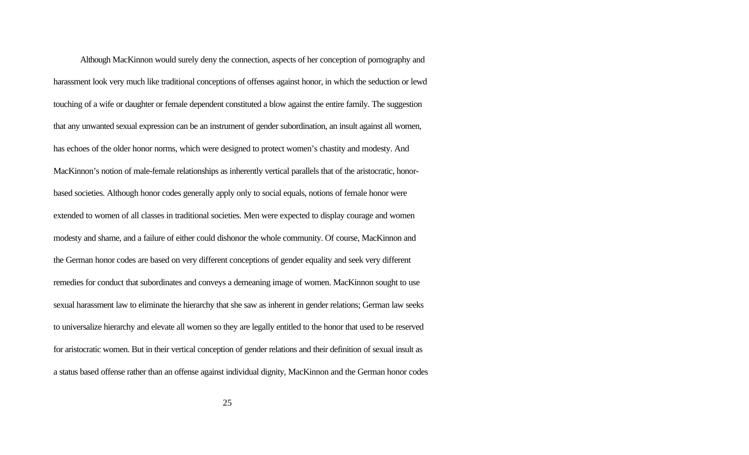Although MacKinnon would surely deny the connection, aspects of her conception of pornography and harassment look very much like traditional conceptions of offenses against honor, in which the seduction or lewd touching of a wife or daughter or female dependent constituted a blow against the entire family. The suggestion that any unwanted sexual expression can be an instrument of gender subordination, an insult against all women, has echoes of the older honor norms, which were designed to protect women's chastity and modesty. And MacKinnon's notion of male-female relationships as inherently vertical parallels that of the aristocratic, honor-based societies. Although honor codes generally apply only to social equals, notions of female honor were extended to women of all classes in traditional societies. Men were expected to display courage and women modesty and shame, and a failure of either could dishonor the whole community. Of course, MacKinnon and the German honor codes are based on very different conceptions of gender equality and seek very different remedies for conduct that subordinates and conveys a demeaning image of women. MacKinnon sought to use sexual harassment law to eliminate the hierarchy that she saw as inherent in gender relations; German law seeks to universalize hierarchy and elevate all women so they are legally entitled to the honor that used to be reserved for aristocratic women. But in their vertical conception of gender relations and their definition of sexual insult as a status based offense rather than an offense against individual dignity, MacKinnon and the German honor codes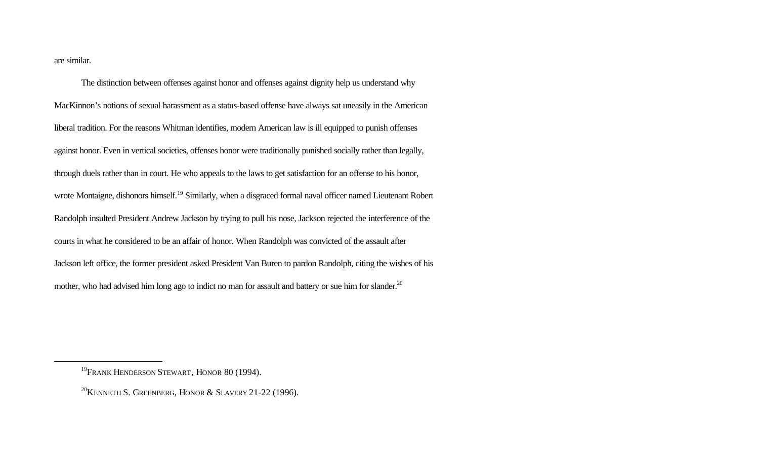are similar.

The distinction between offenses against honor and offenses against dignity help us understand why MacKinnon's notions of sexual harassment as a status-based offense have always sat uneasily in the American liberal tradition. For the reasons Whitman identifies, modern American law is ill equipped to punish offenses against honor. Even in vertical societies, offenses honor were traditionally punished socially rather than legally, through duels rather than in court. He who appeals to the laws to get satisfaction for an offense to his honor, wrote Montaigne, dishonors himself.[19] Similarly, when a disgraced formal naval officer named Lieutenant Robert Randolph insulted President Andrew Jackson by trying to pull his nose, Jackson rejected the interference of the courts in what he considered to be an affair of honor. When Randolph was convicted of the assault after Jackson left office, the former president asked President Van Buren to pardon Randolph, citing the wishes of his mother, who had advised him long ago to indict no man for assault and battery or sue him for slander.[20]

---

[19] FRANK HENDERSON STEWART, HONOR 80 (1994).

[20] KENNETH S. GREENBERG, HONOR & SLAVERY 21-22 (1996).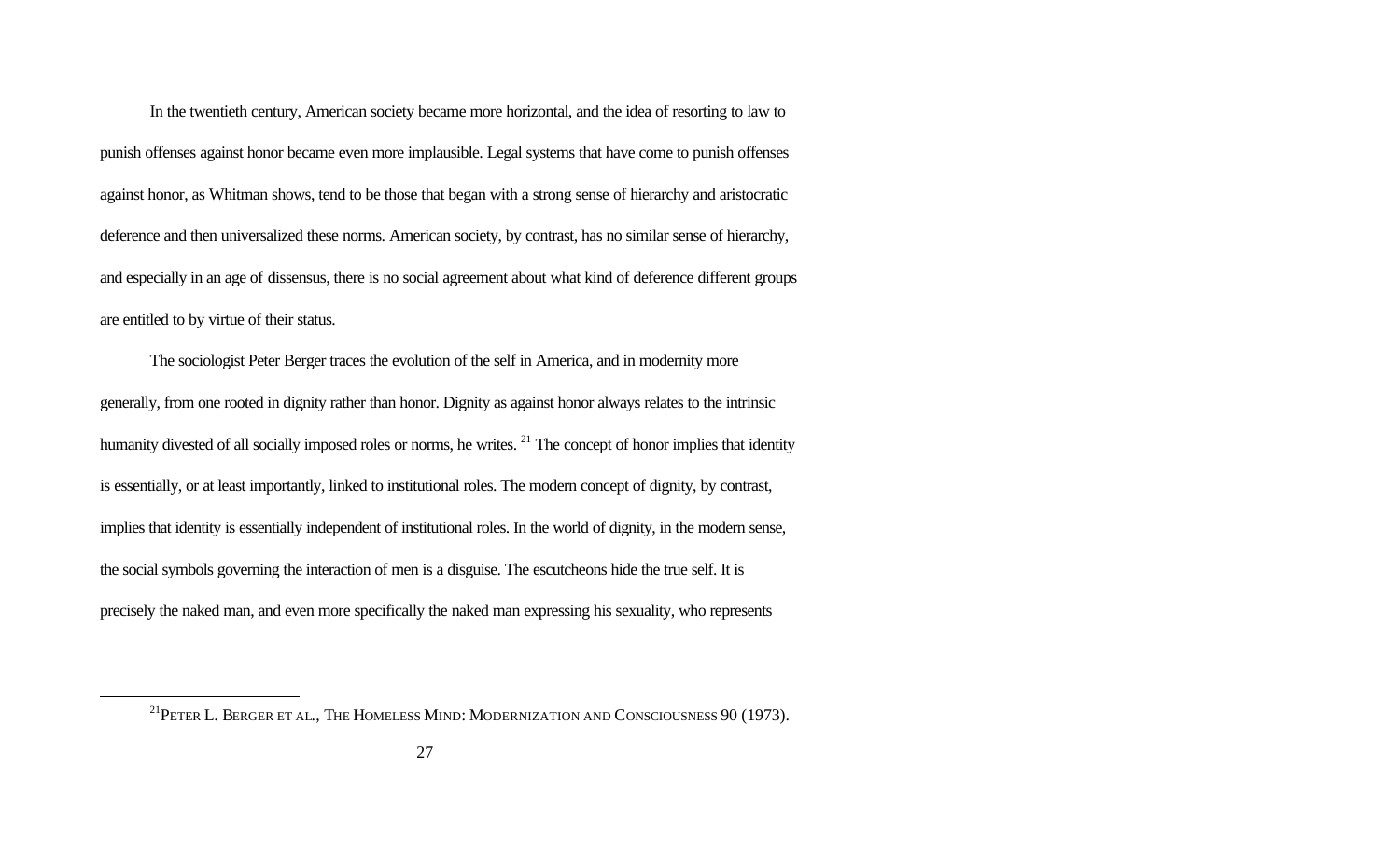In the twentieth century, American society became more horizontal, and the idea of resorting to law to punish offenses against honor became even more implausible. Legal systems that have come to punish offenses against honor, as Whitman shows, tend to be those that began with a strong sense of hierarchy and aristocratic deference and then universalized these norms. American society, by contrast, has no similar sense of hierarchy, and especially in an age of dissensus, there is no social agreement about what kind of deference different groups are entitled to by virtue of their status.

The sociologist Peter Berger traces the evolution of the self in America, and in modernity more generally, from one rooted in dignity rather than honor. Dignity as against honor always relates to the intrinsic humanity divested of all socially imposed roles or norms, he writes. [21] The concept of honor implies that identity is essentially, or at least importantly, linked to institutional roles. The modern concept of dignity, by contrast, implies that identity is essentially independent of institutional roles. In the world of dignity, in the modern sense, the social symbols governing the interaction of men is a disguise. The escutcheons hide the true self. It is precisely the naked man, and even more specifically the naked man expressing his sexuality, who represents

---

[21] PETER L. BERGER ET AL., THE HOMELESS MIND: MODERNIZATION AND CONSCIOUSNESS 90 (1973).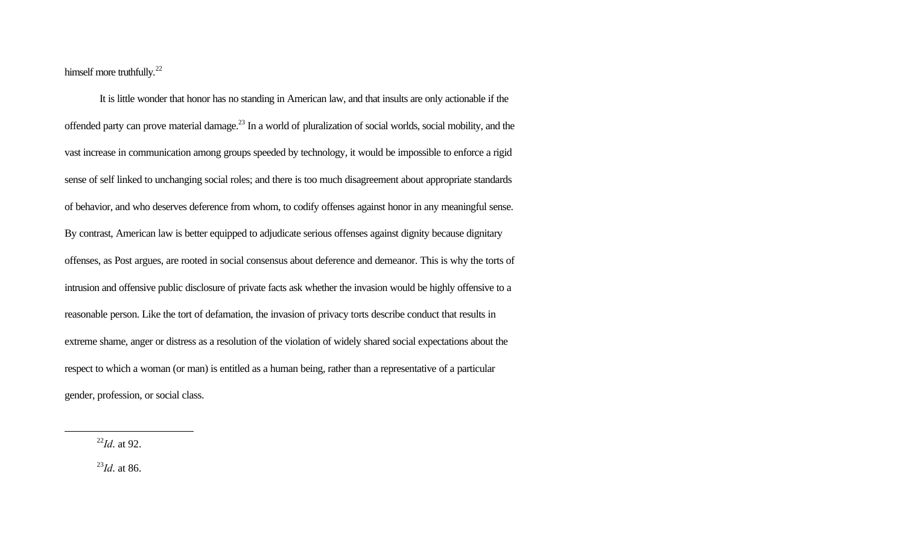himself more truthfully.[22]

It is little wonder that honor has no standing in American law, and that insults are only actionable if the offended party can prove material damage.[23] In a world of pluralization of social worlds, social mobility, and the vast increase in communication among groups speeded by technology, it would be impossible to enforce a rigid sense of self linked to unchanging social roles; and there is too much disagreement about appropriate standards of behavior, and who deserves deference from whom, to codify offenses against honor in any meaningful sense. By contrast, American law is better equipped to adjudicate serious offenses against dignity because dignitary offenses, as Post argues, are rooted in social consensus about deference and demeanor. This is why the torts of intrusion and offensive public disclosure of private facts ask whether the invasion would be highly offensive to a reasonable person. Like the tort of defamation, the invasion of privacy torts describe conduct that results in extreme shame, anger or distress as a resolution of the violation of widely shared social expectations about the respect to which a woman (or man) is entitled as a human being, rather than a representative of a particular gender, profession, or social class.

---

[22] *Id.* at 92.

[23] *Id.* at 86.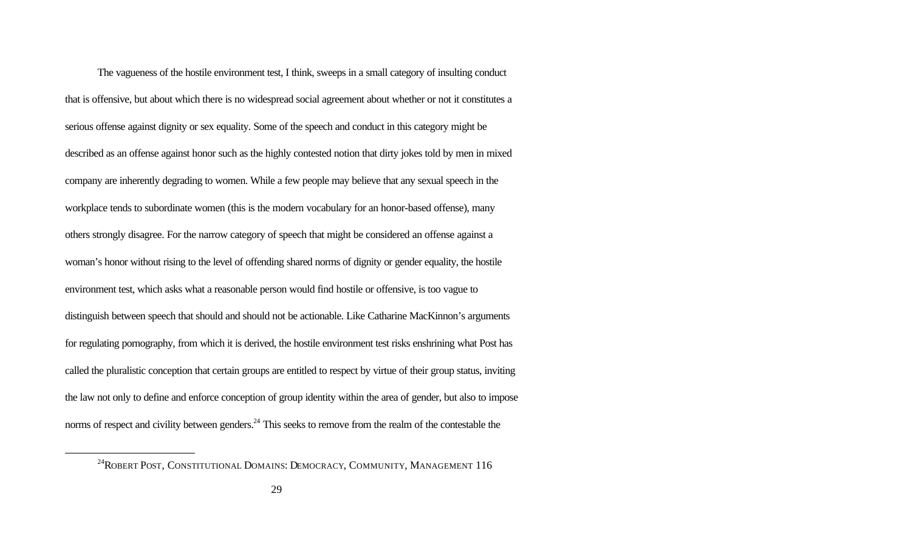The vagueness of the hostile environment test, I think, sweeps in a small category of insulting conduct that is offensive, but about which there is no widespread social agreement about whether or not it constitutes a serious offense against dignity or sex equality. Some of the speech and conduct in this category might be described as an offense against honor such as the highly contested notion that dirty jokes told by men in mixed company are inherently degrading to women. While a few people may believe that any sexual speech in the workplace tends to subordinate women (this is the modern vocabulary for an honor-based offense), many others strongly disagree. For the narrow category of speech that might be considered an offense against a woman's honor without rising to the level of offending shared norms of dignity or gender equality, the hostile environment test, which asks what a reasonable person would find hostile or offensive, is too vague to distinguish between speech that should and should not be actionable. Like Catharine MacKinnon's arguments for regulating pornography, from which it is derived, the hostile environment test risks enshrining what Post has called the pluralistic conception that certain groups are entitled to respect by virtue of their group status, inviting the law not only to define and enforce conception of group identity within the area of gender, but also to impose norms of respect and civility between genders.[24] This seeks to remove from the realm of the contestable the

---

[24] ROBERT POST, CONSTITUTIONAL DOMAINS: DEMOCRACY, COMMUNITY, MANAGEMENT 116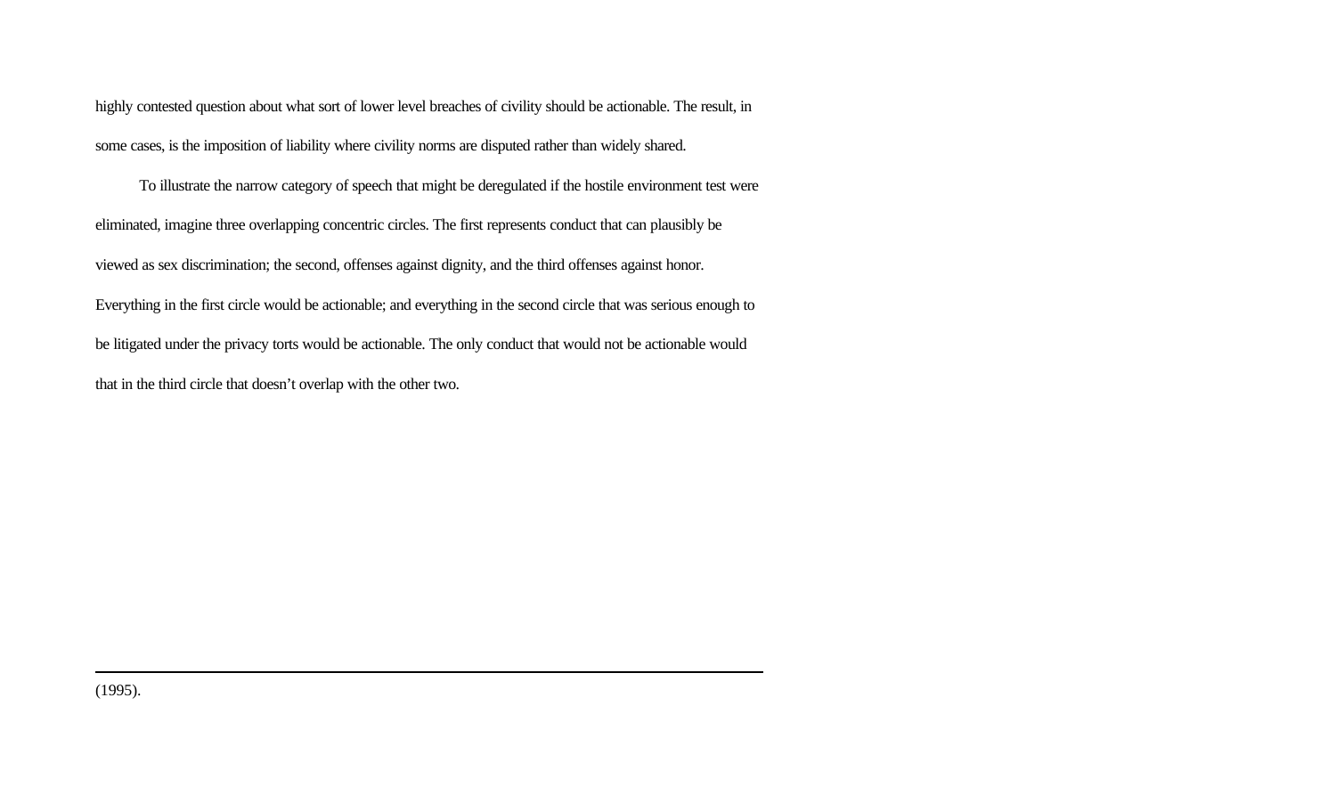highly contested question about what sort of lower level breaches of civility should be actionable. The result, in some cases, is the imposition of liability where civility norms are disputed rather than widely shared.

To illustrate the narrow category of speech that might be deregulated if the hostile environment test were eliminated, imagine three overlapping concentric circles. The first represents conduct that can plausibly be viewed as sex discrimination; the second, offenses against dignity, and the third offenses against honor. Everything in the first circle would be actionable; and everything in the second circle that was serious enough to be litigated under the privacy torts would be actionable. The only conduct that would not be actionable would that in the third circle that doesn't overlap with the other two.

---

(1995).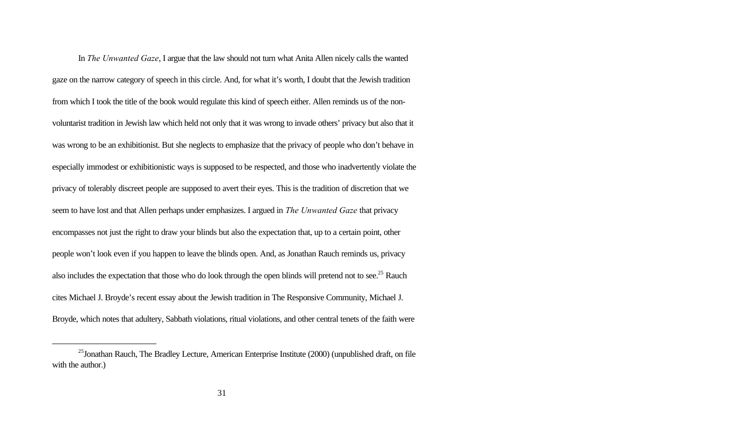In *The Unwanted Gaze*, I argue that the law should not turn what Anita Allen nicely calls the wanted gaze on the narrow category of speech in this circle. And, for what it's worth, I doubt that the Jewish tradition from which I took the title of the book would regulate this kind of speech either. Allen reminds us of the non-voluntarist tradition in Jewish law which held not only that it was wrong to invade others' privacy but also that it was wrong to be an exhibitionist. But she neglects to emphasize that the privacy of people who don't behave in especially immodest or exhibitionistic ways is supposed to be respected, and those who inadvertently violate the privacy of tolerably discreet people are supposed to avert their eyes. This is the tradition of discretion that we seem to have lost and that Allen perhaps under emphasizes. I argued in *The Unwanted Gaze* that privacy encompasses not just the right to draw your blinds but also the expectation that, up to a certain point, other people won't look even if you happen to leave the blinds open. And, as Jonathan Rauch reminds us, privacy also includes the expectation that those who do look through the open blinds will pretend not to see.[25] Rauch cites Michael J. Broyde's recent essay about the Jewish tradition in The Responsive Community, Michael J. Broyde, which notes that adultery, Sabbath violations, ritual violations, and other central tenets of the faith were

---

[25] Jonathan Rauch, The Bradley Lecture, American Enterprise Institute (2000) (unpublished draft, on file with the author.)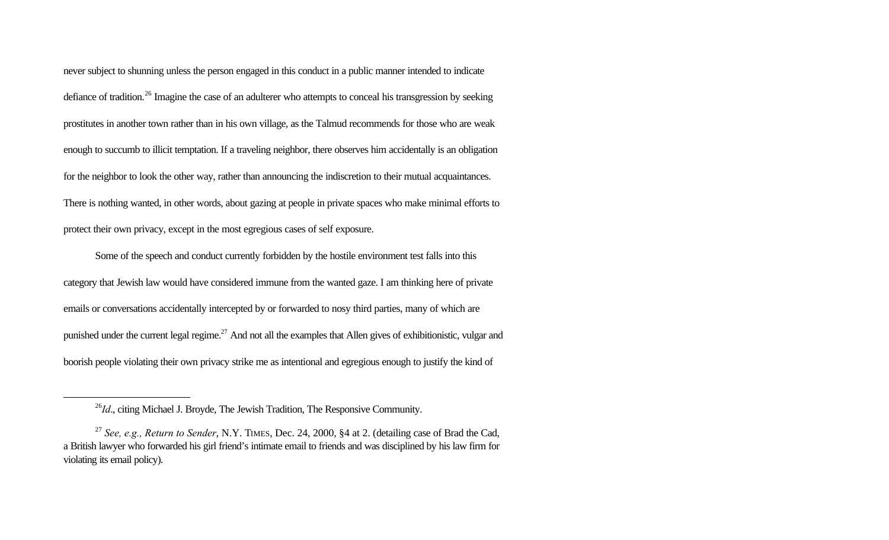never subject to shunning unless the person engaged in this conduct in a public manner intended to indicate defiance of tradition.[26] Imagine the case of an adulterer who attempts to conceal his transgression by seeking prostitutes in another town rather than in his own village, as the Talmud recommends for those who are weak enough to succumb to illicit temptation. If a traveling neighbor, there observes him accidentally is an obligation for the neighbor to look the other way, rather than announcing the indiscretion to their mutual acquaintances. There is nothing wanted, in other words, about gazing at people in private spaces who make minimal efforts to protect their own privacy, except in the most egregious cases of self exposure.

Some of the speech and conduct currently forbidden by the hostile environment test falls into this category that Jewish law would have considered immune from the wanted gaze. I am thinking here of private emails or conversations accidentally intercepted by or forwarded to nosy third parties, many of which are punished under the current legal regime.[27] And not all the examples that Allen gives of exhibitionistic, vulgar and boorish people violating their own privacy strike me as intentional and egregious enough to justify the kind of

---

[26] *Id*., citing Michael J. Broyde, The Jewish Tradition, The Responsive Community.

[27] *See, e.g., Return to Sender*, N.Y. TIMES, Dec. 24, 2000, §4 at 2. (detailing case of Brad the Cad, a British lawyer who forwarded his girl friend's intimate email to friends and was disciplined by his law firm for violating its email policy).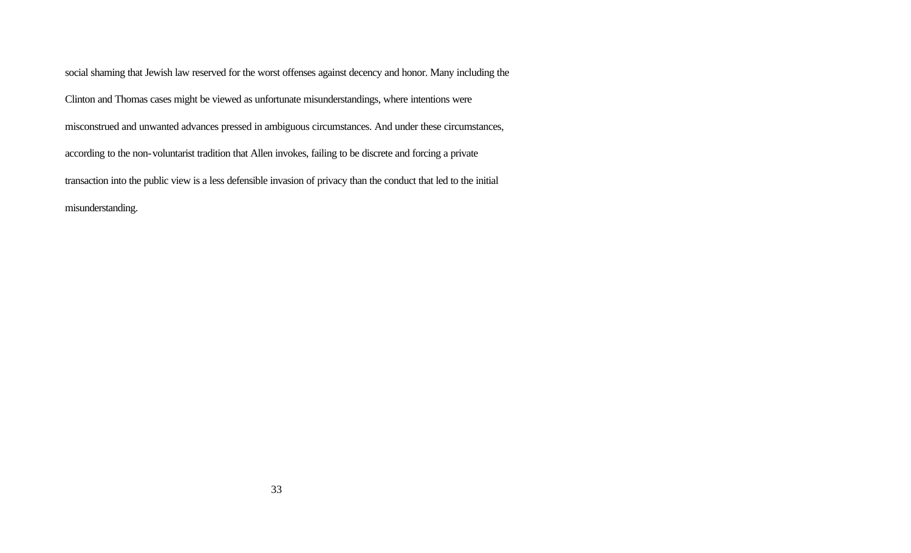social shaming that Jewish law reserved for the worst offenses against decency and honor. Many including the Clinton and Thomas cases might be viewed as unfortunate misunderstandings, where intentions were misconstrued and unwanted advances pressed in ambiguous circumstances. And under these circumstances, according to the non-voluntarist tradition that Allen invokes, failing to be discrete and forcing a private transaction into the public view is a less defensible invasion of privacy than the conduct that led to the initial misunderstanding.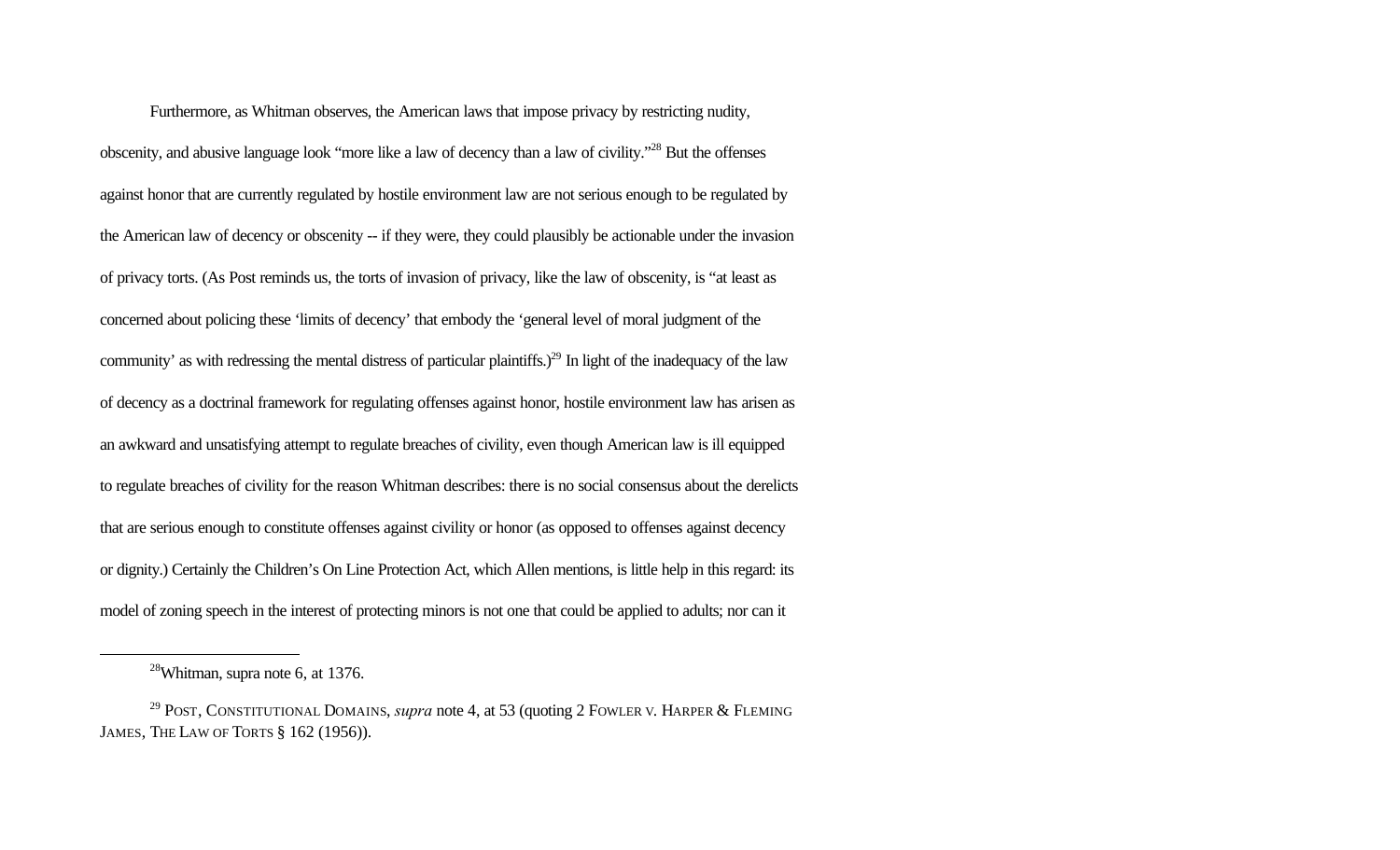Furthermore, as Whitman observes, the American laws that impose privacy by restricting nudity, obscenity, and abusive language look "more like a law of decency than a law of civility."[28] But the offenses against honor that are currently regulated by hostile environment law are not serious enough to be regulated by the American law of decency or obscenity -- if they were, they could plausibly be actionable under the invasion of privacy torts. (As Post reminds us, the torts of invasion of privacy, like the law of obscenity, is "at least as concerned about policing these 'limits of decency' that embody the 'general level of moral judgment of the community' as with redressing the mental distress of particular plaintiffs.)[29] In light of the inadequacy of the law of decency as a doctrinal framework for regulating offenses against honor, hostile environment law has arisen as an awkward and unsatisfying attempt to regulate breaches of civility, even though American law is ill equipped to regulate breaches of civility for the reason Whitman describes: there is no social consensus about the derelicts that are serious enough to constitute offenses against civility or honor (as opposed to offenses against decency or dignity.) Certainly the Children's On Line Protection Act, which Allen mentions, is little help in this regard: its model of zoning speech in the interest of protecting minors is not one that could be applied to adults; nor can it

---

[28] Whitman, supra note 6, at 1376.

[29] POST, CONSTITUTIONAL DOMAINS, *supra* note 4, at 53 (quoting 2 FOWLER V. HARPER & FLEMING JAMES, THE LAW OF TORTS § 162 (1956)).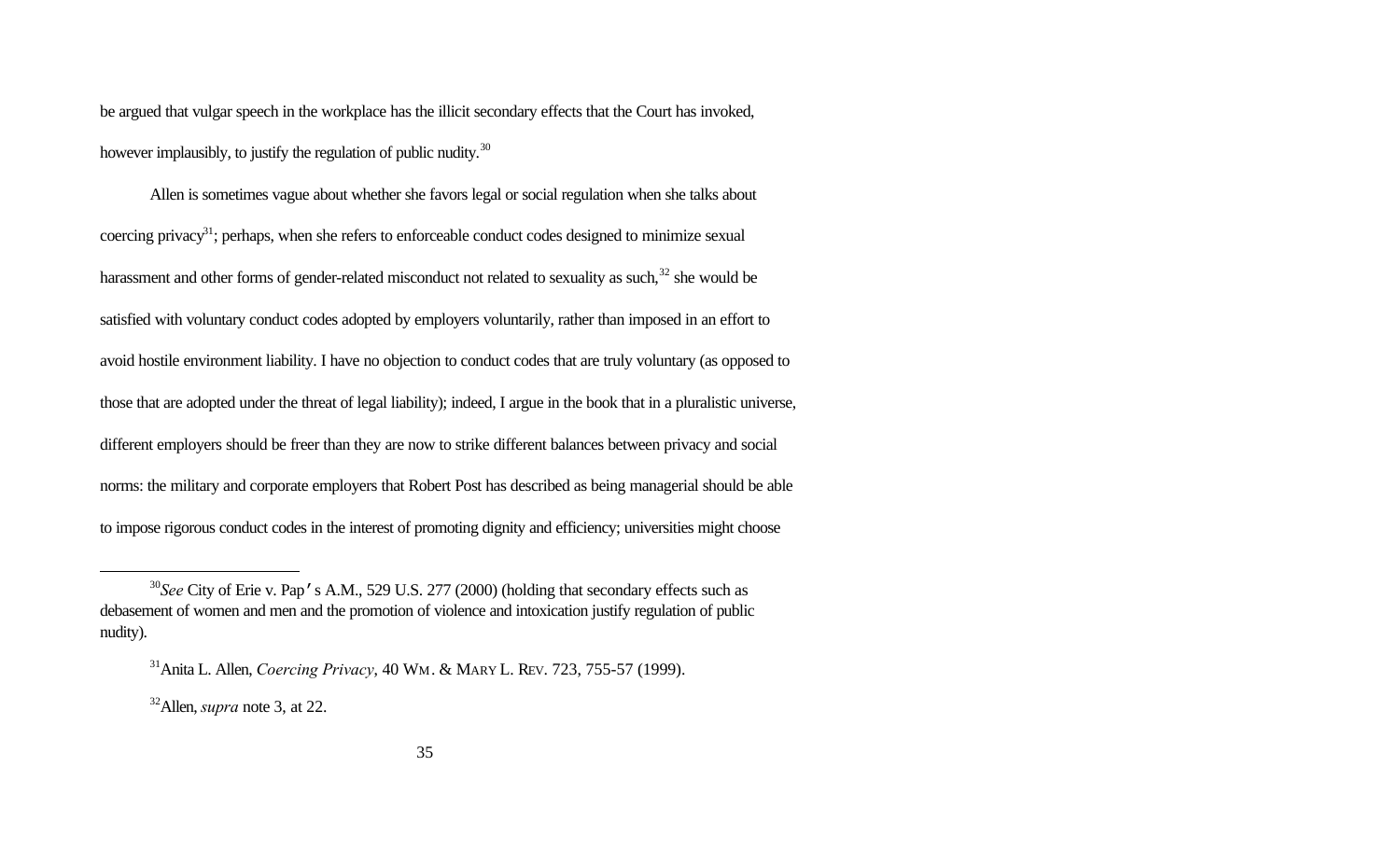be argued that vulgar speech in the workplace has the illicit secondary effects that the Court has invoked, however implausibly, to justify the regulation of public nudity.[30]

Allen is sometimes vague about whether she favors legal or social regulation when she talks about coercing privacy[31]; perhaps, when she refers to enforceable conduct codes designed to minimize sexual harassment and other forms of gender-related misconduct not related to sexuality as such,[32] she would be satisfied with voluntary conduct codes adopted by employers voluntarily, rather than imposed in an effort to avoid hostile environment liability. I have no objection to conduct codes that are truly voluntary (as opposed to those that are adopted under the threat of legal liability); indeed, I argue in the book that in a pluralistic universe, different employers should be freer than they are now to strike different balances between privacy and social norms: the military and corporate employers that Robert Post has described as being managerial should be able to impose rigorous conduct codes in the interest of promoting dignity and efficiency; universities might choose

---

[30] *See* City of Erie v. Pap's A.M., 529 U.S. 277 (2000) (holding that secondary effects such as debasement of women and men and the promotion of violence and intoxication justify regulation of public nudity).

[31] Anita L. Allen, *Coercing Privacy*, 40 WM. & MARY L. REV. 723, 755-57 (1999).

[32] Allen, *supra* note 3, at 22.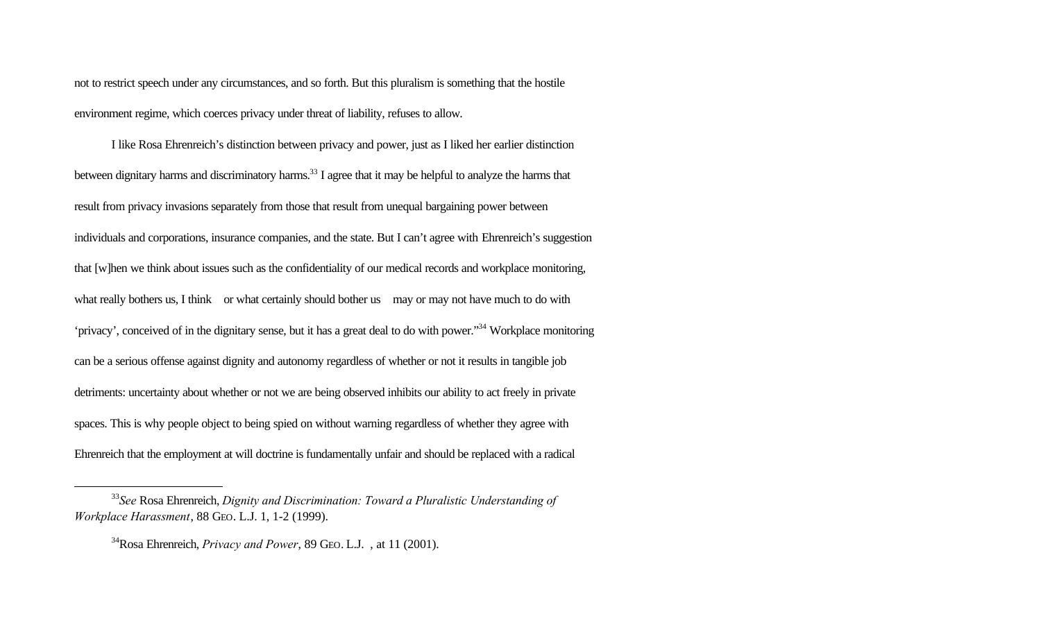not to restrict speech under any circumstances, and so forth. But this pluralism is something that the hostile environment regime, which coerces privacy under threat of liability, refuses to allow.

I like Rosa Ehrenreich's distinction between privacy and power, just as I liked her earlier distinction between dignitary harms and discriminatory harms.[33] I agree that it may be helpful to analyze the harms that result from privacy invasions separately from those that result from unequal bargaining power between individuals and corporations, insurance companies, and the state. But I can't agree with Ehrenreich's suggestion that [w]hen we think about issues such as the confidentiality of our medical records and workplace monitoring, what really bothers us, I think or what certainly should bother us may or may not have much to do with 'privacy', conceived of in the dignitary sense, but it has a great deal to do with power."[34] Workplace monitoring can be a serious offense against dignity and autonomy regardless of whether or not it results in tangible job detriments: uncertainty about whether or not we are being observed inhibits our ability to act freely in private spaces. This is why people object to being spied on without warning regardless of whether they agree with Ehrenreich that the employment at will doctrine is fundamentally unfair and should be replaced with a radical

---

[33] *See* Rosa Ehrenreich, *Dignity and Discrimination: Toward a Pluralistic Understanding of Workplace Harassment*, 88 Geo. L.J. 1, 1-2 (1999).

[34] Rosa Ehrenreich, *Privacy and Power*, 89 Geo. L.J. , at 11 (2001).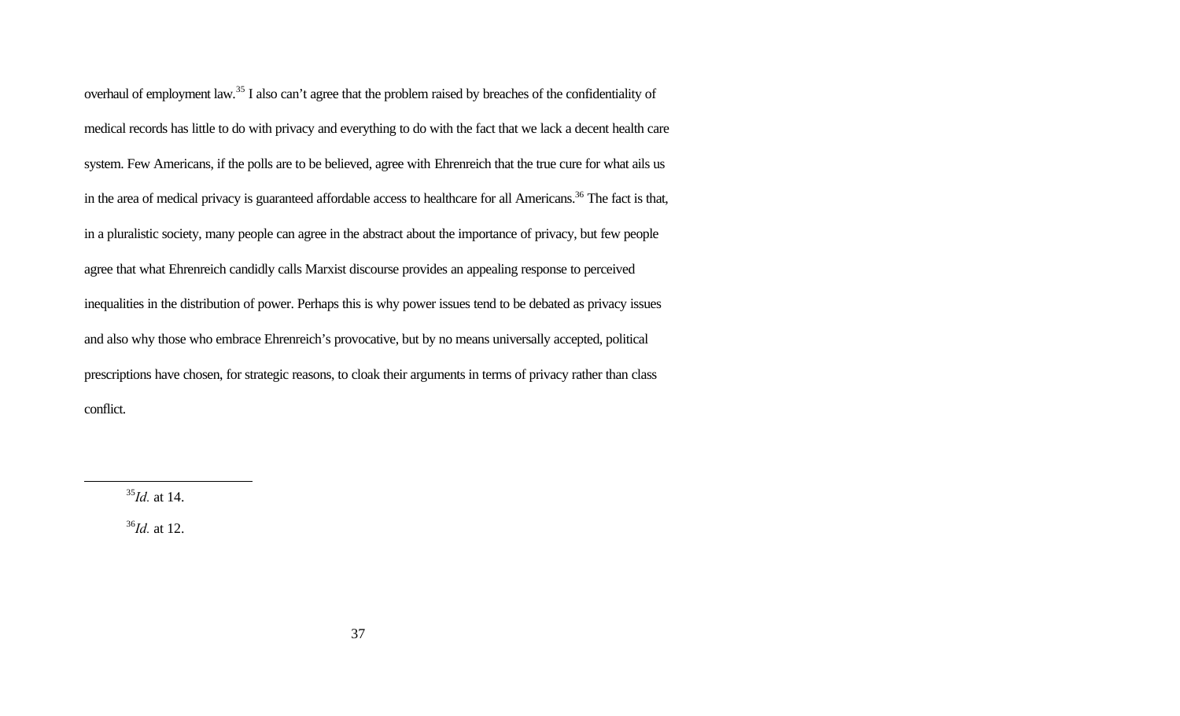overhaul of employment law.[35] I also can't agree that the problem raised by breaches of the confidentiality of medical records has little to do with privacy and everything to do with the fact that we lack a decent health care system. Few Americans, if the polls are to be believed, agree with Ehrenreich that the true cure for what ails us in the area of medical privacy is guaranteed affordable access to healthcare for all Americans.[36] The fact is that, in a pluralistic society, many people can agree in the abstract about the importance of privacy, but few people agree that what Ehrenreich candidly calls Marxist discourse provides an appealing response to perceived inequalities in the distribution of power. Perhaps this is why power issues tend to be debated as privacy issues and also why those who embrace Ehrenreich's provocative, but by no means universally accepted, political prescriptions have chosen, for strategic reasons, to cloak their arguments in terms of privacy rather than class conflict.

---

[35] *Id.* at 14.

[36] *Id.* at 12.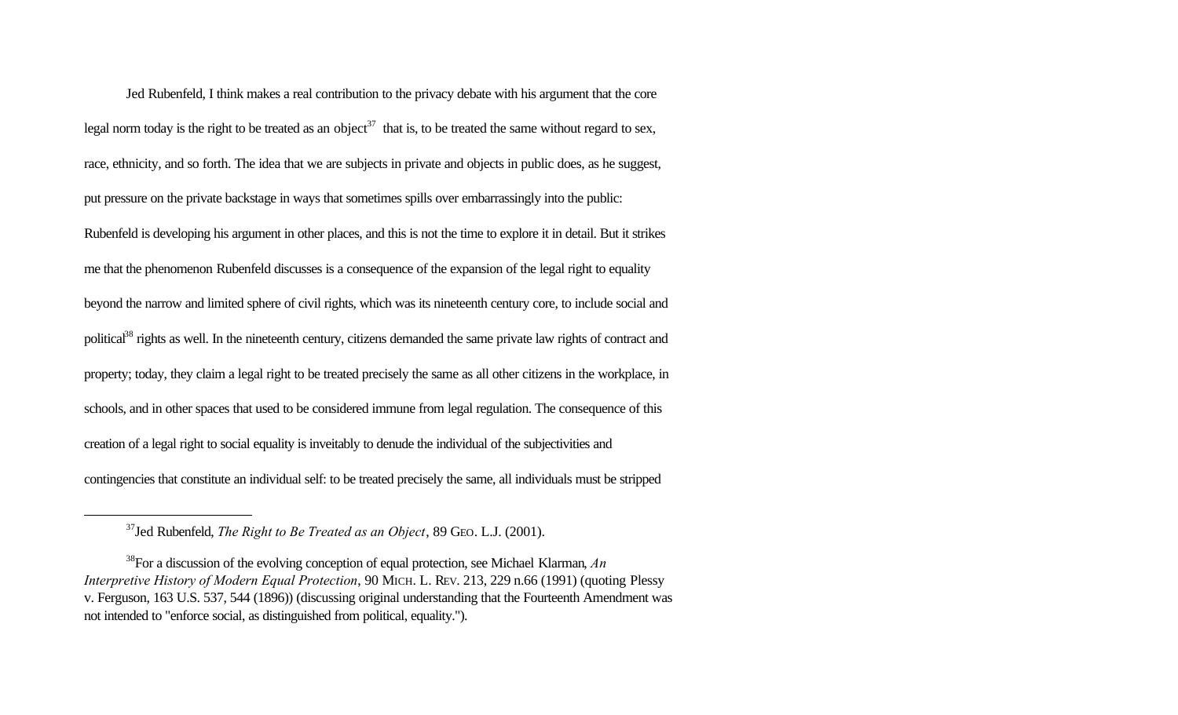Jed Rubenfeld, I think makes a real contribution to the privacy debate with his argument that the core legal norm today is the right to be treated as an object[37] that is, to be treated the same without regard to sex, race, ethnicity, and so forth. The idea that we are subjects in private and objects in public does, as he suggest, put pressure on the private backstage in ways that sometimes spills over embarrassingly into the public: Rubenfeld is developing his argument in other places, and this is not the time to explore it in detail. But it strikes me that the phenomenon Rubenfeld discusses is a consequence of the expansion of the legal right to equality beyond the narrow and limited sphere of civil rights, which was its nineteenth century core, to include social and political[38] rights as well. In the nineteenth century, citizens demanded the same private law rights of contract and property; today, they claim a legal right to be treated precisely the same as all other citizens in the workplace, in schools, and in other spaces that used to be considered immune from legal regulation. The consequence of this creation of a legal right to social equality is inveitably to denude the individual of the subjectivities and contingencies that constitute an individual self: to be treated precisely the same, all individuals must be stripped

---

[37] Jed Rubenfeld, *The Right to Be Treated as an Object*, 89 GEO. L.J. (2001).

[38] For a discussion of the evolving conception of equal protection, see Michael Klarman, *An Interpretive History of Modern Equal Protection*, 90 MICH. L. REV. 213, 229 n.66 (1991) (quoting Plessy v. Ferguson, 163 U.S. 537, 544 (1896)) (discussing original understanding that the Fourteenth Amendment was not intended to "enforce social, as distinguished from political, equality.").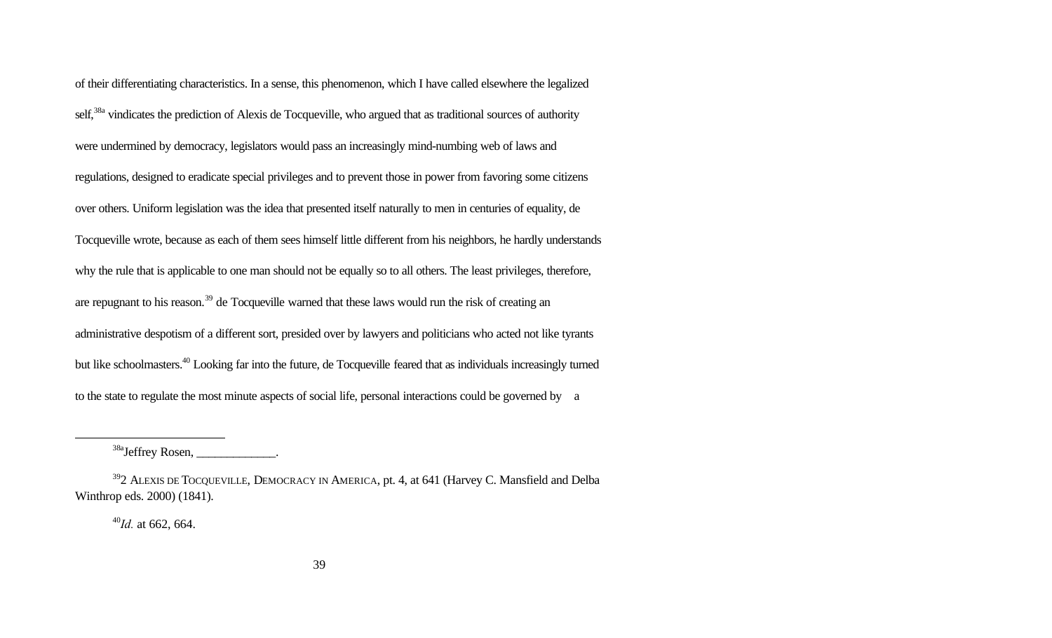of their differentiating characteristics. In a sense, this phenomenon, which I have called elsewhere the legalized self,[38a] vindicates the prediction of Alexis de Tocqueville, who argued that as traditional sources of authority were undermined by democracy, legislators would pass an increasingly mind-numbing web of laws and regulations, designed to eradicate special privileges and to prevent those in power from favoring some citizens over others. Uniform legislation was the idea that presented itself naturally to men in centuries of equality, de Tocqueville wrote, because as each of them sees himself little different from his neighbors, he hardly understands why the rule that is applicable to one man should not be equally so to all others. The least privileges, therefore, are repugnant to his reason.[39] de Tocqueville warned that these laws would run the risk of creating an administrative despotism of a different sort, presided over by lawyers and politicians who acted not like tyrants but like schoolmasters.[40] Looking far into the future, de Tocqueville feared that as individuals increasingly turned to the state to regulate the most minute aspects of social life, personal interactions could be governed by a

---

[38a] Jeffrey Rosen, ____________.

[39] 2 ALEXIS DE TOCQUEVILLE, DEMOCRACY IN AMERICA, pt. 4, at 641 (Harvey C. Mansfield and Delba Winthrop eds. 2000) (1841).

[40] *Id.* at 662, 664.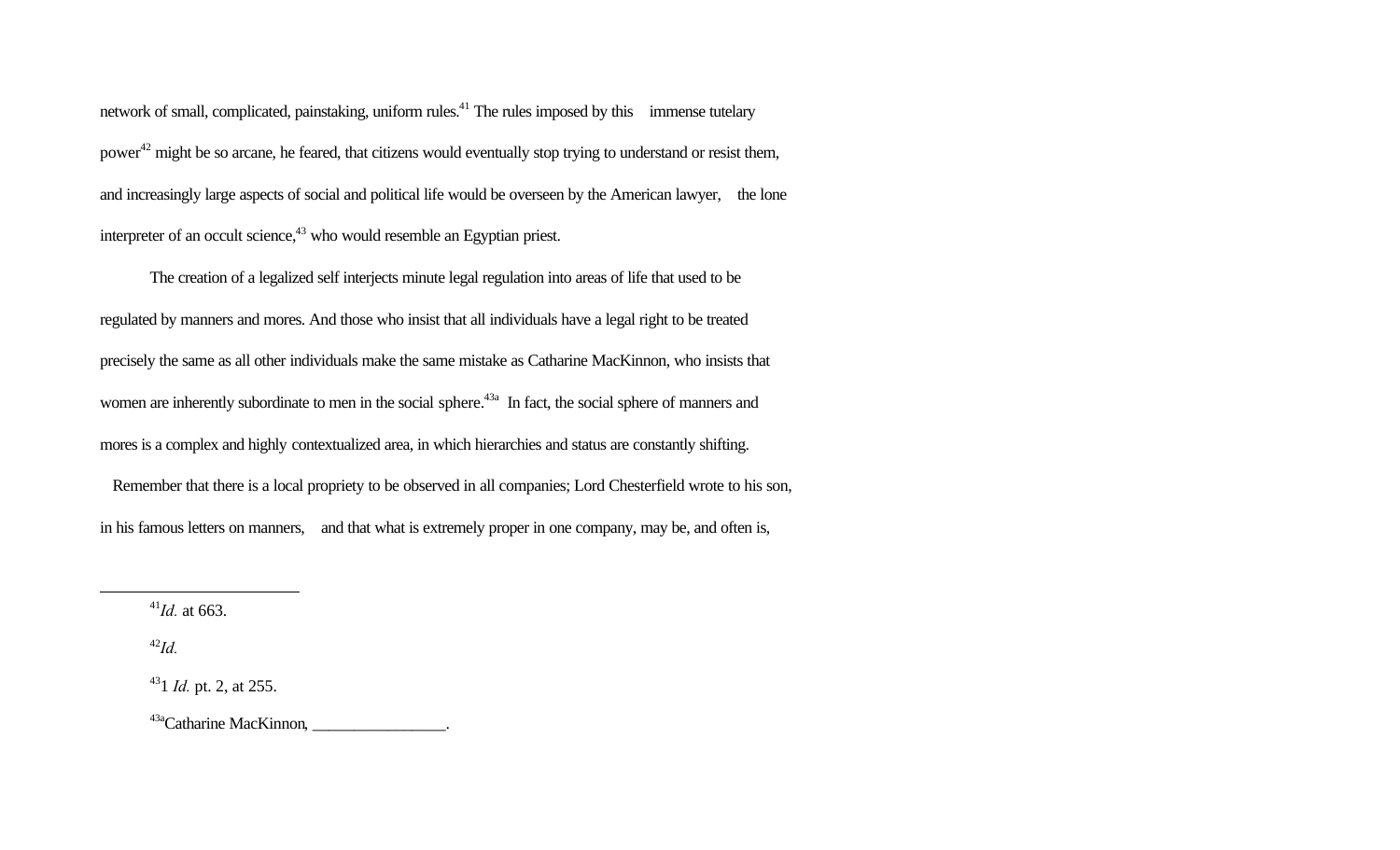network of small, complicated, painstaking, uniform rules.[41] The rules imposed by this immense tutelary power[42] might be so arcane, he feared, that citizens would eventually stop trying to understand or resist them, and increasingly large aspects of social and political life would be overseen by the American lawyer, the lone interpreter of an occult science,[43] who would resemble an Egyptian priest.

The creation of a legalized self interjects minute legal regulation into areas of life that used to be regulated by manners and mores. And those who insist that all individuals have a legal right to be treated precisely the same as all other individuals make the same mistake as Catharine MacKinnon, who insists that women are inherently subordinate to men in the social sphere.[43a] In fact, the social sphere of manners and mores is a complex and highly contextualized area, in which hierarchies and status are constantly shifting.

Remember that there is a local propriety to be observed in all companies; Lord Chesterfield wrote to his son, in his famous letters on manners, and that what is extremely proper in one company, may be, and often is,

---

[41] *Id.* at 663.

[42] *Id.*

[43] 1 *Id.* pt. 2, at 255.

[43a] Catharine MacKinnon, ________________.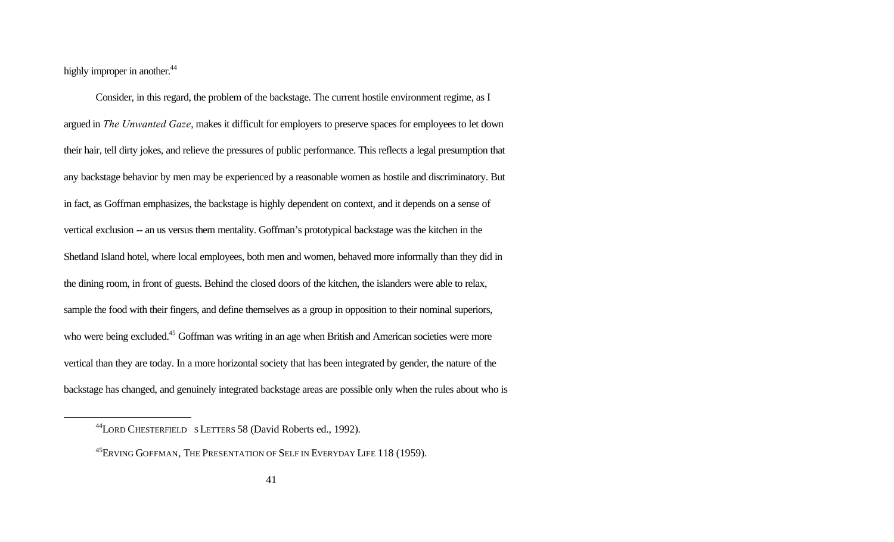highly improper in another.[44]

Consider, in this regard, the problem of the backstage. The current hostile environment regime, as I argued in *The Unwanted Gaze*, makes it difficult for employers to preserve spaces for employees to let down their hair, tell dirty jokes, and relieve the pressures of public performance. This reflects a legal presumption that any backstage behavior by men may be experienced by a reasonable women as hostile and discriminatory. But in fact, as Goffman emphasizes, the backstage is highly dependent on context, and it depends on a sense of vertical exclusion -- an us versus them mentality. Goffman's prototypical backstage was the kitchen in the Shetland Island hotel, where local employees, both men and women, behaved more informally than they did in the dining room, in front of guests. Behind the closed doors of the kitchen, the islanders were able to relax, sample the food with their fingers, and define themselves as a group in opposition to their nominal superiors, who were being excluded.[45] Goffman was writing in an age when British and American societies were more vertical than they are today. In a more horizontal society that has been integrated by gender, the nature of the backstage has changed, and genuinely integrated backstage areas are possible only when the rules about who is

---

[44] LORD CHESTERFIELD S LETTERS 58 (David Roberts ed., 1992).

[45] ERVING GOFFMAN, THE PRESENTATION OF SELF IN EVERYDAY LIFE 118 (1959).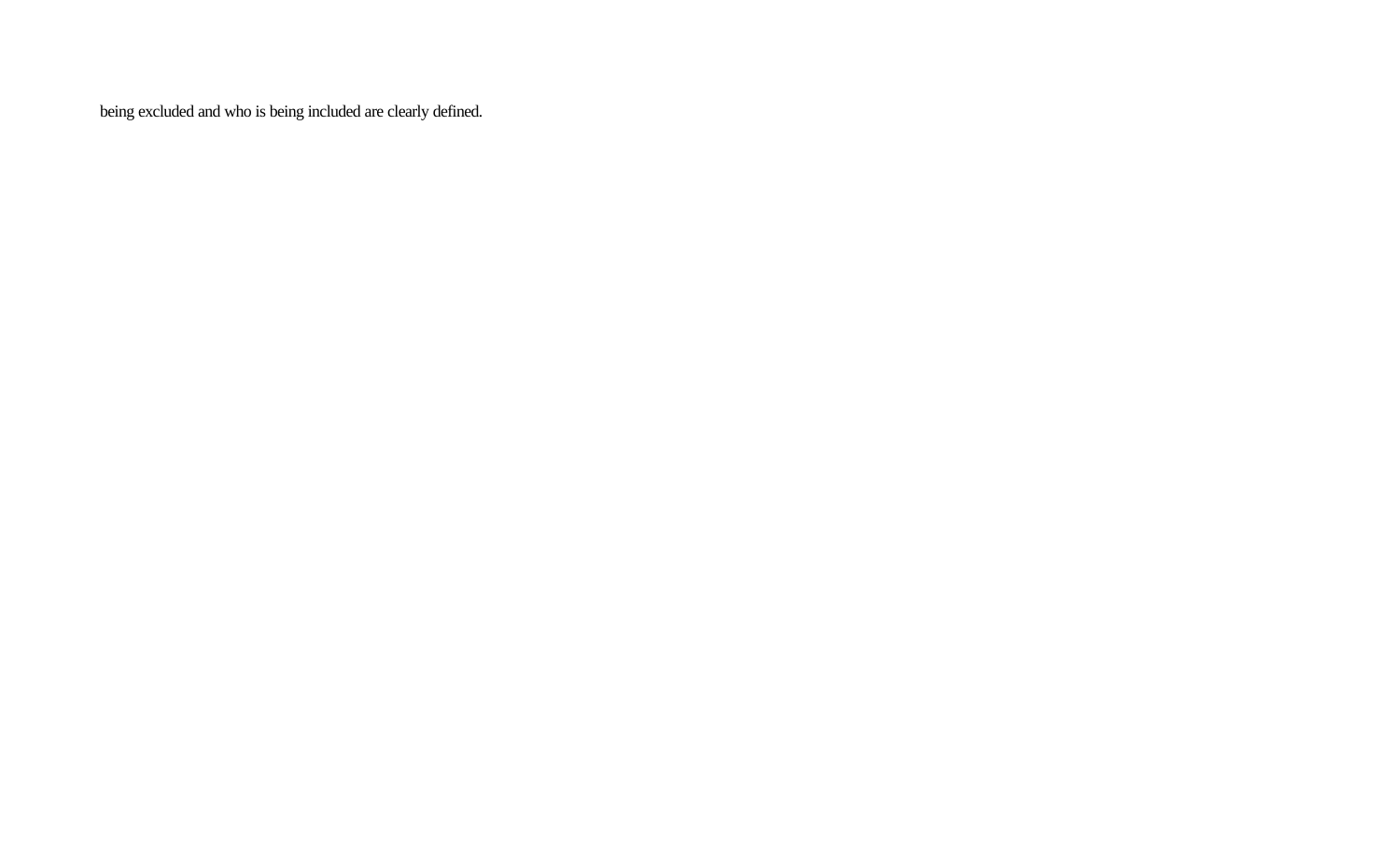being excluded and who is being included are clearly defined.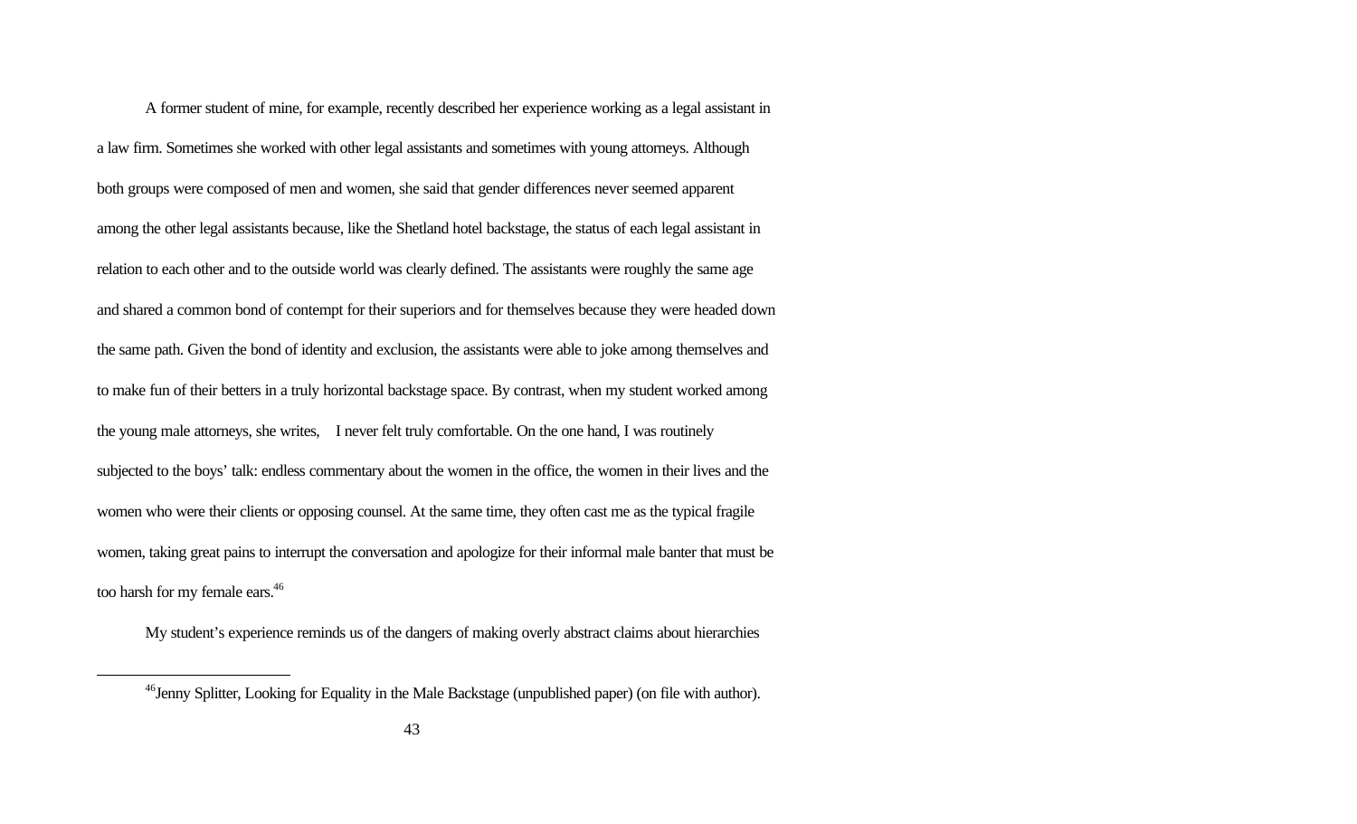A former student of mine, for example, recently described her experience working as a legal assistant in a law firm. Sometimes she worked with other legal assistants and sometimes with young attorneys. Although both groups were composed of men and women, she said that gender differences never seemed apparent among the other legal assistants because, like the Shetland hotel backstage, the status of each legal assistant in relation to each other and to the outside world was clearly defined. The assistants were roughly the same age and shared a common bond of contempt for their superiors and for themselves because they were headed down the same path. Given the bond of identity and exclusion, the assistants were able to joke among themselves and to make fun of their betters in a truly horizontal backstage space. By contrast, when my student worked among the young male attorneys, she writes, I never felt truly comfortable. On the one hand, I was routinely subjected to the boys' talk: endless commentary about the women in the office, the women in their lives and the women who were their clients or opposing counsel. At the same time, they often cast me as the typical fragile women, taking great pains to interrupt the conversation and apologize for their informal male banter that must be too harsh for my female ears.[46]

My student's experience reminds us of the dangers of making overly abstract claims about hierarchies

---

[46] Jenny Splitter, Looking for Equality in the Male Backstage (unpublished paper) (on file with author).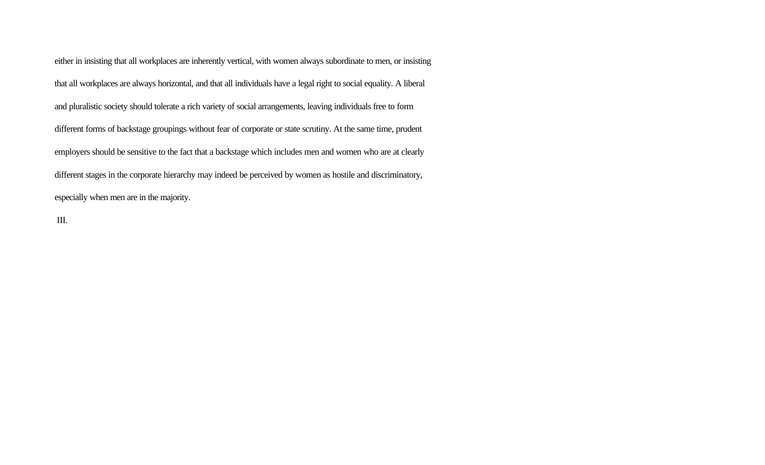either in insisting that all workplaces are inherently vertical, with women always subordinate to men, or insisting that all workplaces are always horizontal, and that all individuals have a legal right to social equality. A liberal and pluralistic society should tolerate a rich variety of social arrangements, leaving individuals free to form different forms of backstage groupings without fear of corporate or state scrutiny. At the same time, prudent employers should be sensitive to the fact that a backstage which includes men and women who are at clearly different stages in the corporate hierarchy may indeed be perceived by women as hostile and discriminatory, especially when men are in the majority.

## III.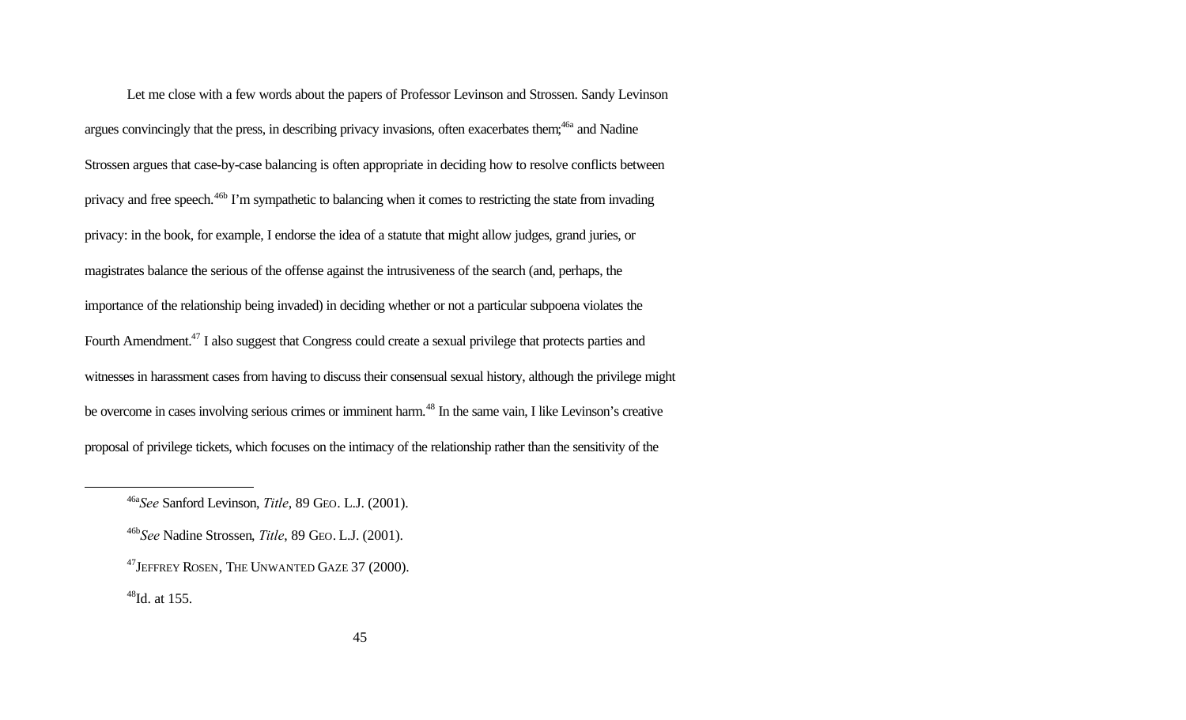Let me close with a few words about the papers of Professor Levinson and Strossen. Sandy Levinson argues convincingly that the press, in describing privacy invasions, often exacerbates them;[46a] and Nadine Strossen argues that case-by-case balancing is often appropriate in deciding how to resolve conflicts between privacy and free speech.[46b] I'm sympathetic to balancing when it comes to restricting the state from invading privacy: in the book, for example, I endorse the idea of a statute that might allow judges, grand juries, or magistrates balance the serious of the offense against the intrusiveness of the search (and, perhaps, the importance of the relationship being invaded) in deciding whether or not a particular subpoena violates the Fourth Amendment.[47] I also suggest that Congress could create a sexual privilege that protects parties and witnesses in harassment cases from having to discuss their consensual sexual history, although the privilege might be overcome in cases involving serious crimes or imminent harm.[48] In the same vain, I like Levinson's creative proposal of privilege tickets, which focuses on the intimacy of the relationship rather than the sensitivity of the

---

[46a] *See* Sanford Levinson, *Title*, 89 GEO. L.J. (2001).

[46b] *See* Nadine Strossen, *Title*, 89 GEO. L.J. (2001).

[47] JEFFREY ROSEN, THE UNWANTED GAZE 37 (2000).

[48] Id. at 155.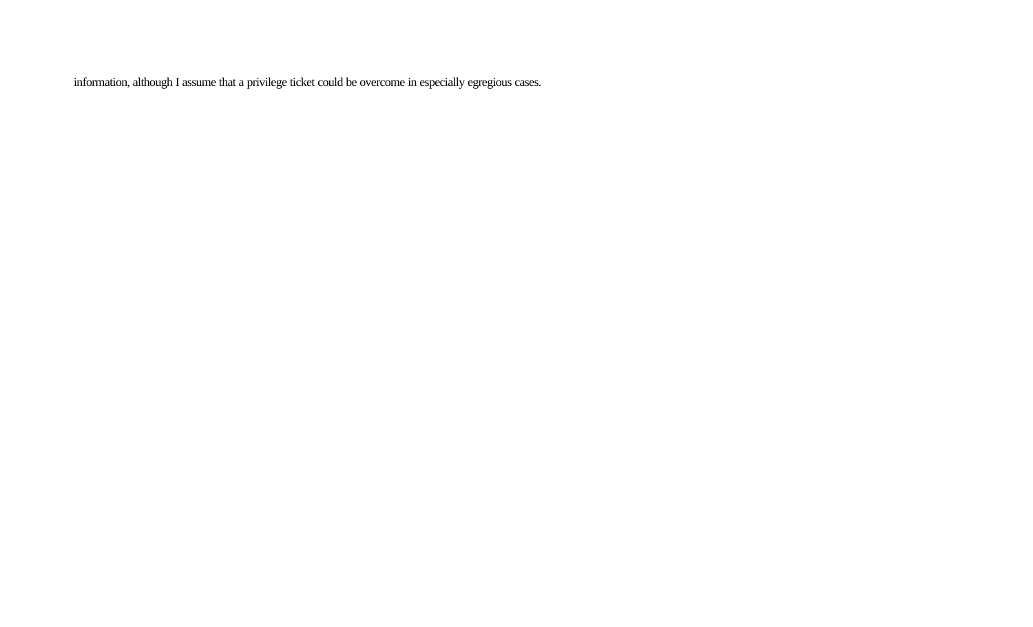information, although I assume that a privilege ticket could be overcome in especially egregious cases.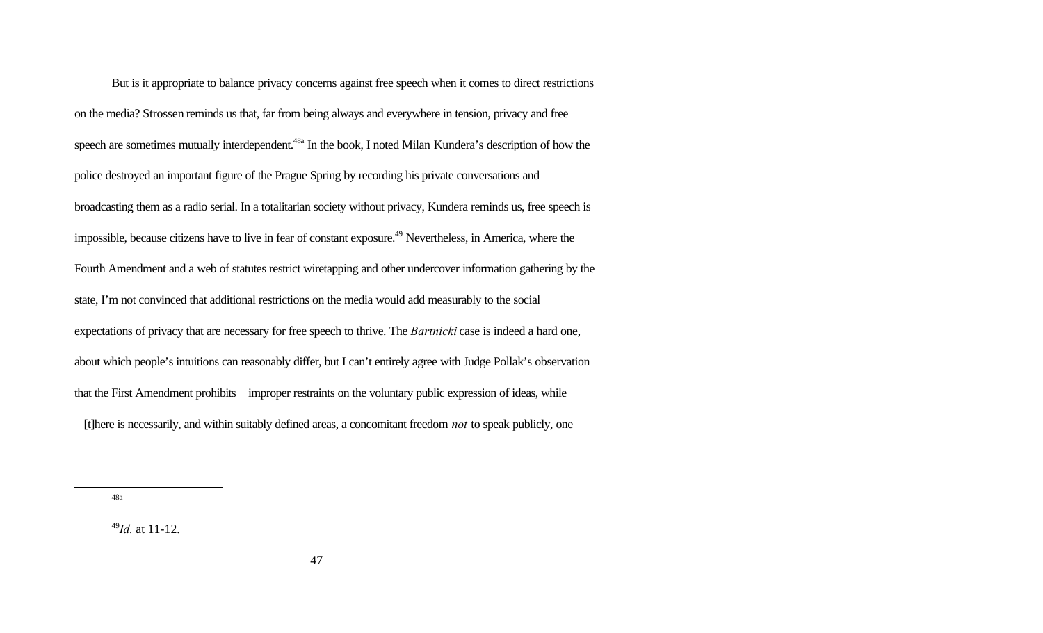But is it appropriate to balance privacy concerns against free speech when it comes to direct restrictions on the media? Strossen reminds us that, far from being always and everywhere in tension, privacy and free speech are sometimes mutually interdependent.[48a] In the book, I noted Milan Kundera's description of how the police destroyed an important figure of the Prague Spring by recording his private conversations and broadcasting them as a radio serial. In a totalitarian society without privacy, Kundera reminds us, free speech is impossible, because citizens have to live in fear of constant exposure.[49] Nevertheless, in America, where the Fourth Amendment and a web of statutes restrict wiretapping and other undercover information gathering by the state, I'm not convinced that additional restrictions on the media would add measurably to the social expectations of privacy that are necessary for free speech to thrive. The *Bartnicki* case is indeed a hard one, about which people's intuitions can reasonably differ, but I can't entirely agree with Judge Pollak's observation that the First Amendment prohibits improper restraints on the voluntary public expression of ideas, while [t]here is necessarily, and within suitably defined areas, a concomitant freedom *not* to speak publicly, one

---

[48a]

[49] *Id.* at 11-12.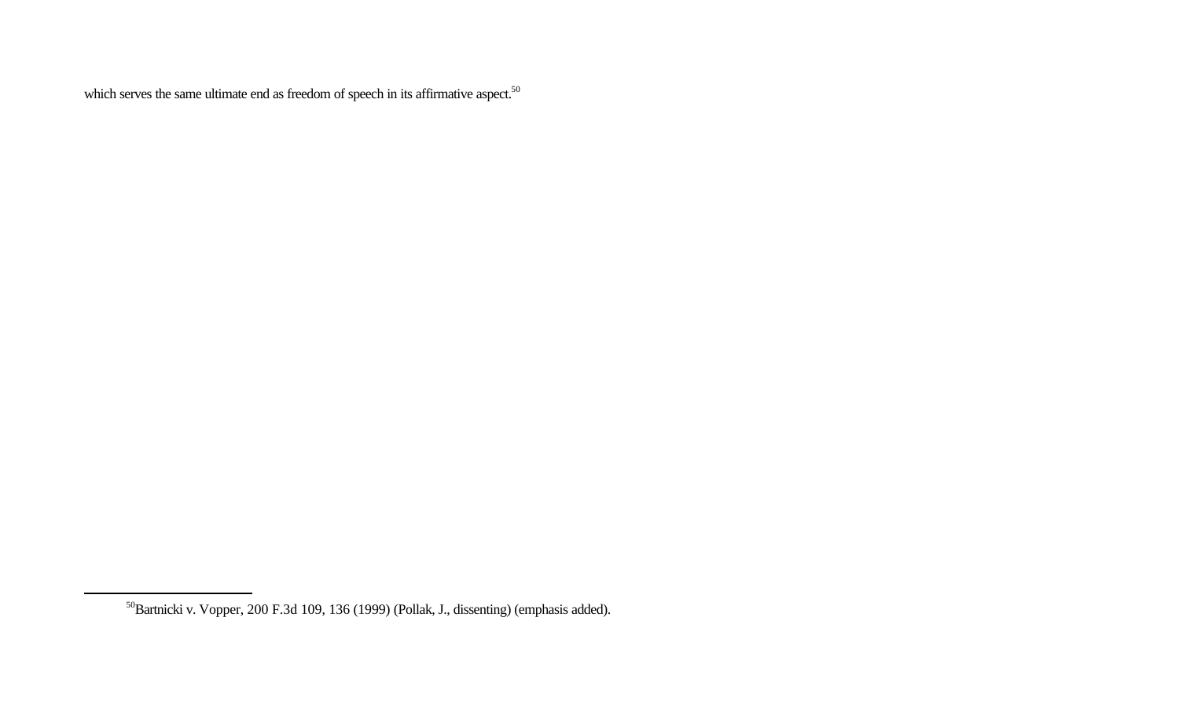which serves the same ultimate end as freedom of speech in its affirmative aspect.[50]

---

[50]Bartnicki v. Vopper, 200 F.3d 109, 136 (1999) (Pollak, J., dissenting) (emphasis added).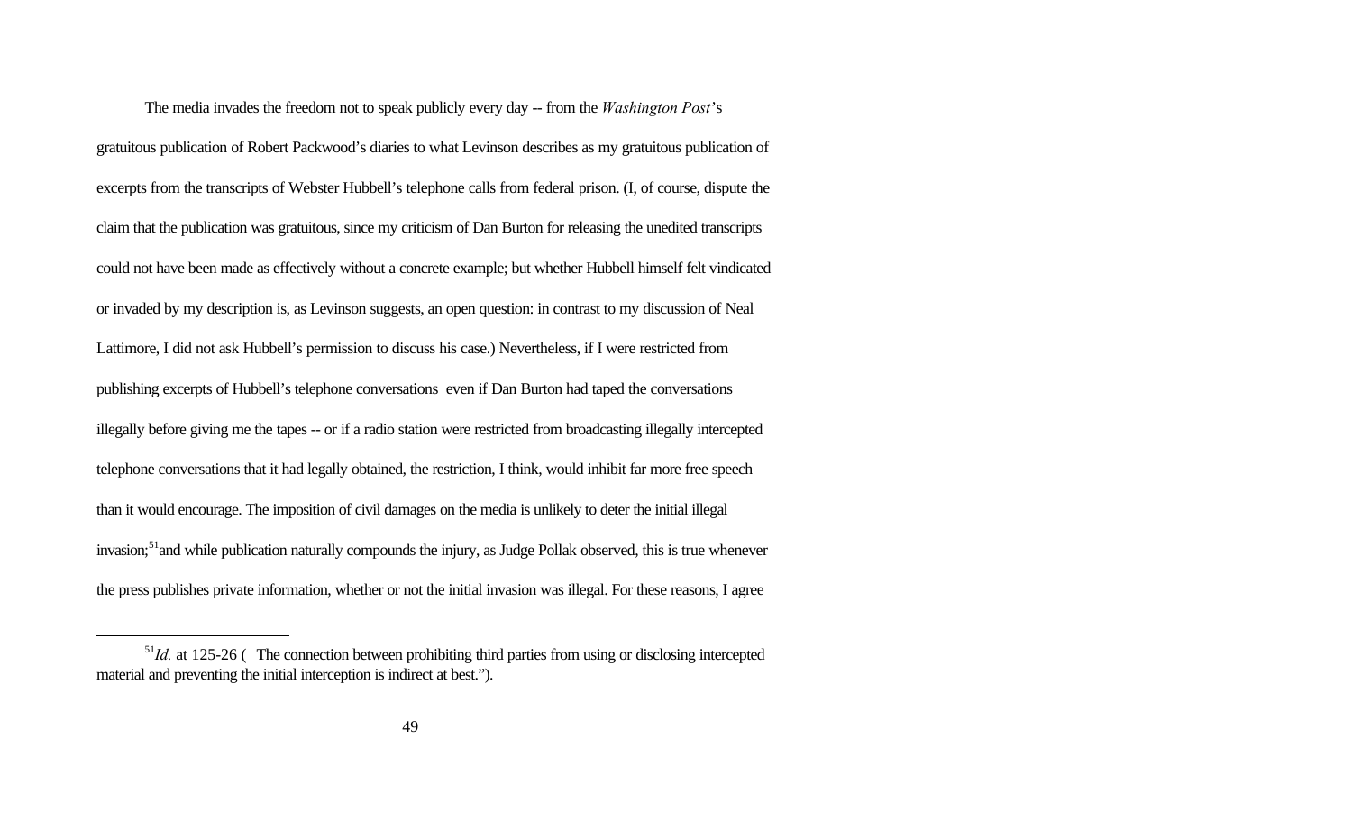The media invades the freedom not to speak publicly every day -- from the *Washington Post*'s gratuitous publication of Robert Packwood's diaries to what Levinson describes as my gratuitous publication of excerpts from the transcripts of Webster Hubbell's telephone calls from federal prison. (I, of course, dispute the claim that the publication was gratuitous, since my criticism of Dan Burton for releasing the unedited transcripts could not have been made as effectively without a concrete example; but whether Hubbell himself felt vindicated or invaded by my description is, as Levinson suggests, an open question: in contrast to my discussion of Neal Lattimore, I did not ask Hubbell's permission to discuss his case.) Nevertheless, if I were restricted from publishing excerpts of Hubbell's telephone conversations even if Dan Burton had taped the conversations illegally before giving me the tapes -- or if a radio station were restricted from broadcasting illegally intercepted telephone conversations that it had legally obtained, the restriction, I think, would inhibit far more free speech than it would encourage. The imposition of civil damages on the media is unlikely to deter the initial illegal invasion;[51] and while publication naturally compounds the injury, as Judge Pollak observed, this is true whenever the press publishes private information, whether or not the initial invasion was illegal. For these reasons, I agree

---

[51] *Id.* at 125-26 ( The connection between prohibiting third parties from using or disclosing intercepted material and preventing the initial interception is indirect at best.").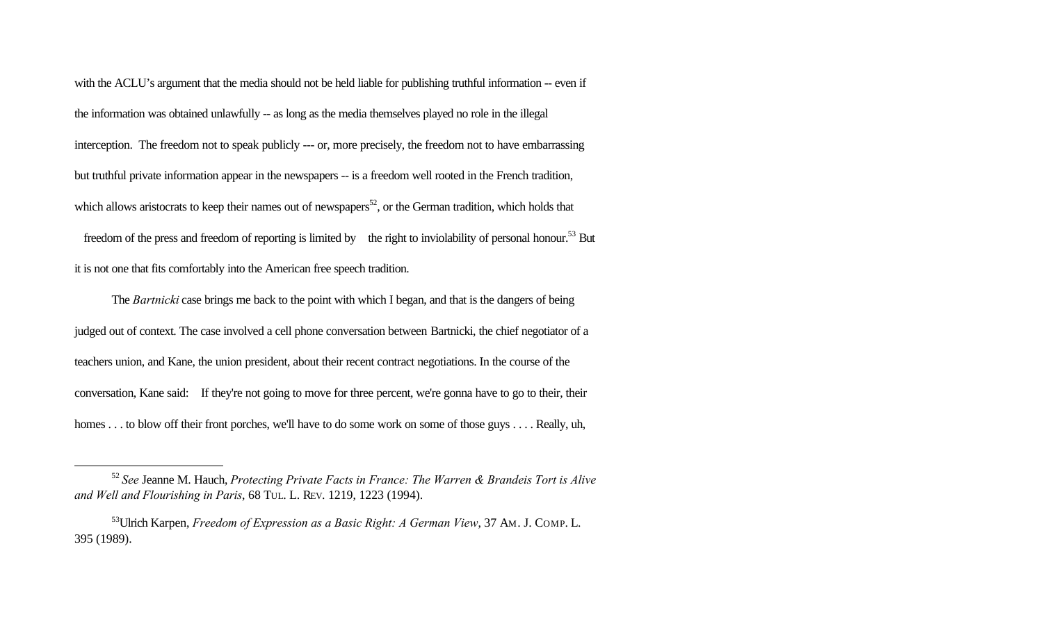with the ACLU's argument that the media should not be held liable for publishing truthful information -- even if the information was obtained unlawfully -- as long as the media themselves played no role in the illegal interception. The freedom not to speak publicly --- or, more precisely, the freedom not to have embarrassing but truthful private information appear in the newspapers -- is a freedom well rooted in the French tradition, which allows aristocrats to keep their names out of newspapers[52], or the German tradition, which holds that freedom of the press and freedom of reporting is limited by the right to inviolability of personal honour.[53] But it is not one that fits comfortably into the American free speech tradition.

The *Bartnicki* case brings me back to the point with which I began, and that is the dangers of being judged out of context. The case involved a cell phone conversation between Bartnicki, the chief negotiator of a teachers union, and Kane, the union president, about their recent contract negotiations. In the course of the conversation, Kane said: If they're not going to move for three percent, we're gonna have to go to their, their homes . . . to blow off their front porches, we'll have to do some work on some of those guys . . . . Really, uh,

---

[52] *See* Jeanne M. Hauch, *Protecting Private Facts in France: The Warren & Brandeis Tort is Alive and Well and Flourishing in Paris*, 68 TUL. L. REV. 1219, 1223 (1994).

[53] Ulrich Karpen, *Freedom of Expression as a Basic Right: A German View*, 37 AM. J. COMP. L. 395 (1989).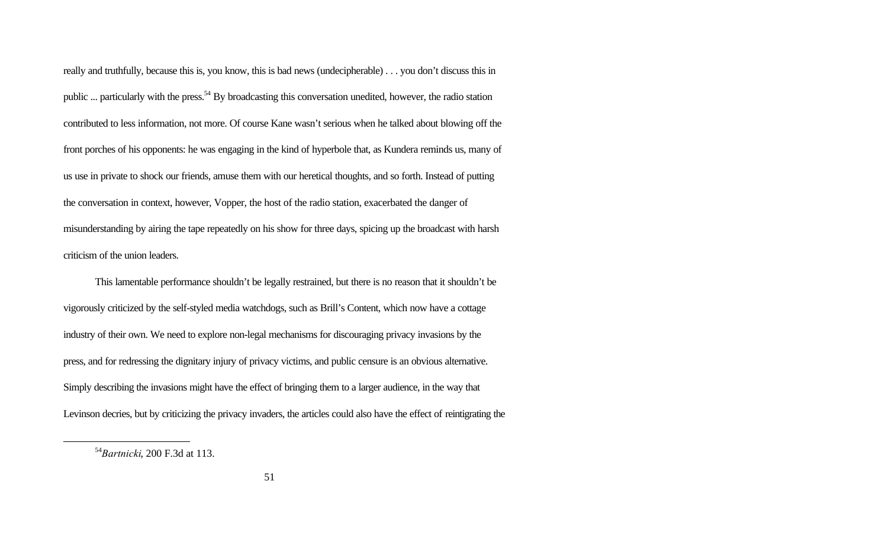really and truthfully, because this is, you know, this is bad news (undecipherable) . . . you don't discuss this in public ... particularly with the press.[54] By broadcasting this conversation unedited, however, the radio station contributed to less information, not more. Of course Kane wasn't serious when he talked about blowing off the front porches of his opponents: he was engaging in the kind of hyperbole that, as Kundera reminds us, many of us use in private to shock our friends, amuse them with our heretical thoughts, and so forth. Instead of putting the conversation in context, however, Vopper, the host of the radio station, exacerbated the danger of misunderstanding by airing the tape repeatedly on his show for three days, spicing up the broadcast with harsh criticism of the union leaders.

This lamentable performance shouldn't be legally restrained, but there is no reason that it shouldn't be vigorously criticized by the self-styled media watchdogs, such as Brill's Content, which now have a cottage industry of their own. We need to explore non-legal mechanisms for discouraging privacy invasions by the press, and for redressing the dignitary injury of privacy victims, and public censure is an obvious alternative. Simply describing the invasions might have the effect of bringing them to a larger audience, in the way that Levinson decries, but by criticizing the privacy invaders, the articles could also have the effect of reintigrating the

---

[54] *Bartnicki*, 200 F.3d at 113.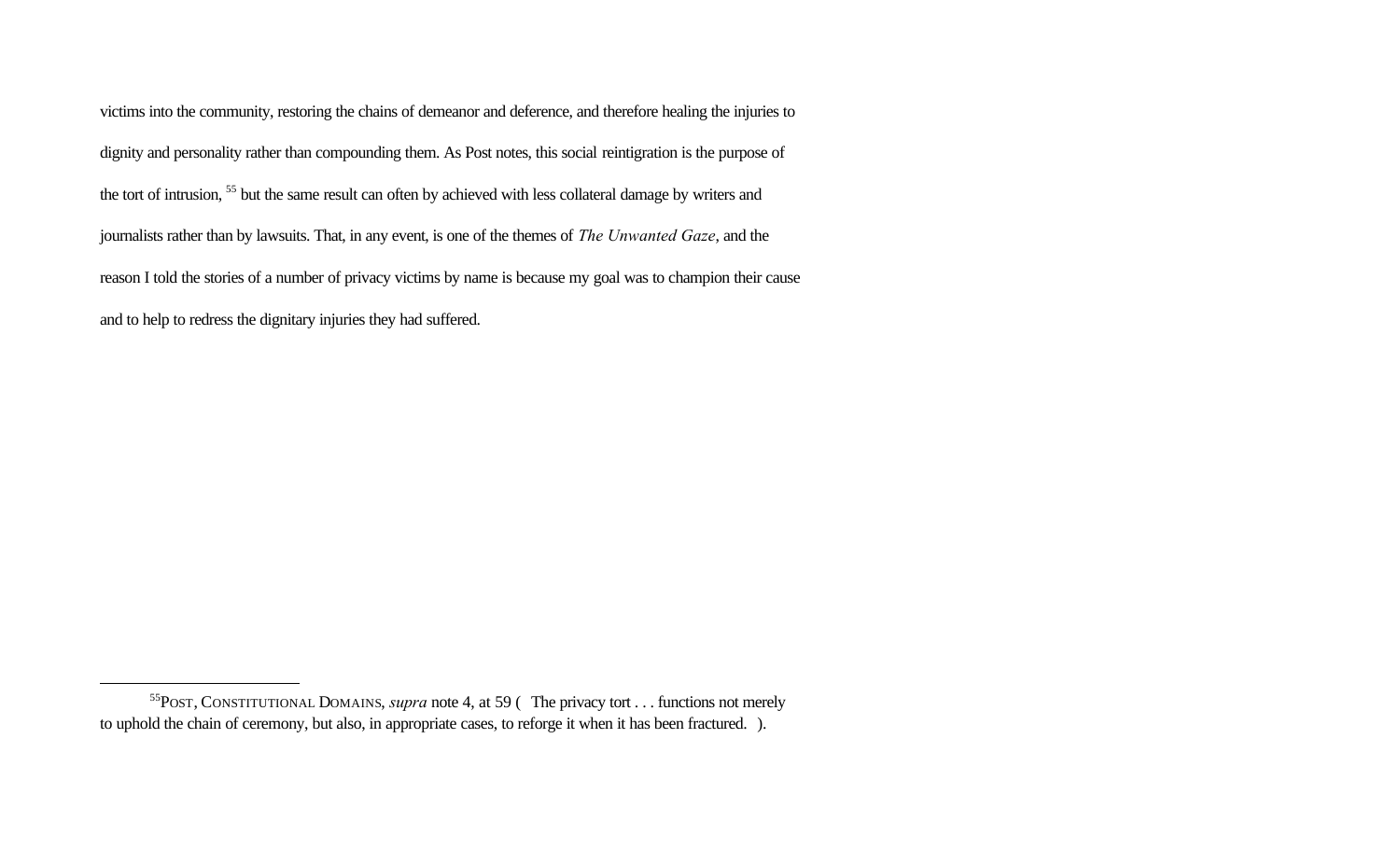victims into the community, restoring the chains of demeanor and deference, and therefore healing the injuries to dignity and personality rather than compounding them. As Post notes, this social reintigration is the purpose of the tort of intrusion, [55] but the same result can often by achieved with less collateral damage by writers and journalists rather than by lawsuits. That, in any event, is one of the themes of *The Unwanted Gaze*, and the reason I told the stories of a number of privacy victims by name is because my goal was to champion their cause and to help to redress the dignitary injuries they had suffered.

---

[55] POST, CONSTITUTIONAL DOMAINS, *supra* note 4, at 59 ( The privacy tort . . . functions not merely to uphold the chain of ceremony, but also, in appropriate cases, to reforge it when it has been fractured. ).